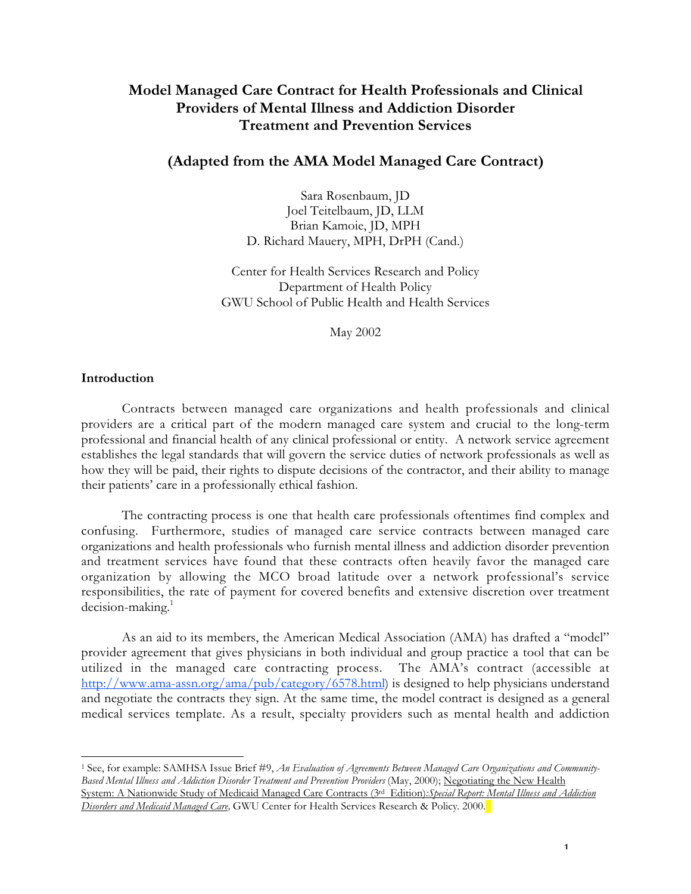# Model Managed Care Contract for Health Professionals and Clinical Providers of Mental Illness and Addiction Disorder Treatment and Prevention Services

## (Adapted from the AMA Model Managed Care Contract)

Sara Rosenbaum, JD
Joel Teitelbaum, JD, LLM
Brian Kamoie, JD, MPH
D. Richard Mauery, MPH, DrPH (Cand.)

Center for Health Services Research and Policy
Department of Health Policy
GWU School of Public Health and Health Services

May 2002

**Introduction**

Contracts between managed care organizations and health professionals and clinical providers are a critical part of the modern managed care system and crucial to the long-term professional and financial health of any clinical professional or entity. A network service agreement establishes the legal standards that will govern the service duties of network professionals as well as how they will be paid, their rights to dispute decisions of the contractor, and their ability to manage their patients' care in a professionally ethical fashion.

The contracting process is one that health care professionals oftentimes find complex and confusing. Furthermore, studies of managed care service contracts between managed care organizations and health professionals who furnish mental illness and addiction disorder prevention and treatment services have found that these contracts often heavily favor the managed care organization by allowing the MCO broad latitude over a network professional's service responsibilities, the rate of payment for covered benefits and extensive discretion over treatment decision-making.[1]

As an aid to its members, the American Medical Association (AMA) has drafted a "model" provider agreement that gives physicians in both individual and group practice a tool that can be utilized in the managed care contracting process. The AMA's contract (accessible at http://www.ama-assn.org/ama/pub/category/6578.html) is designed to help physicians understand and negotiate the contracts they sign. At the same time, the model contract is designed as a general medical services template. As a result, specialty providers such as mental health and addiction

---

[1] See, for example: SAMHSA Issue Brief #9, *An Evaluation of Agreements Between Managed Care Organizations and Community-Based Mental Illness and Addiction Disorder Treatment and Prevention Providers* (May, 2000); Negotiating the New Health System: A Nationwide Study of Medicaid Managed Care Contracts (3rd Edition):*Special Report: Mental Illness and Addiction Disorders and Medicaid Managed Care,* GWU Center for Health Services Research & Policy. 2000.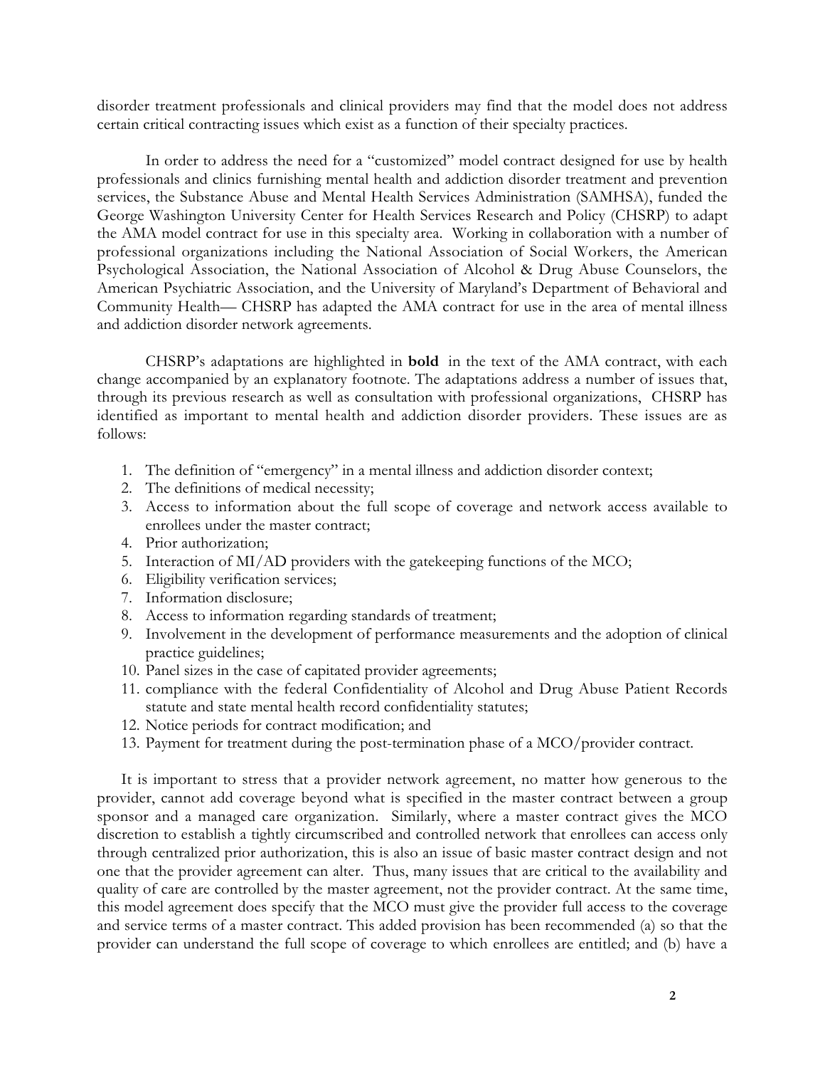disorder treatment professionals and clinical providers may find that the model does not address certain critical contracting issues which exist as a function of their specialty practices.

In order to address the need for a "customized" model contract designed for use by health professionals and clinics furnishing mental health and addiction disorder treatment and prevention services, the Substance Abuse and Mental Health Services Administration (SAMHSA), funded the George Washington University Center for Health Services Research and Policy (CHSRP) to adapt the AMA model contract for use in this specialty area. Working in collaboration with a number of professional organizations including the National Association of Social Workers, the American Psychological Association, the National Association of Alcohol & Drug Abuse Counselors, the American Psychiatric Association, and the University of Maryland's Department of Behavioral and Community Health— CHSRP has adapted the AMA contract for use in the area of mental illness and addiction disorder network agreements.

CHSRP's adaptations are highlighted in **bold** in the text of the AMA contract, with each change accompanied by an explanatory footnote. The adaptations address a number of issues that, through its previous research as well as consultation with professional organizations, CHSRP has identified as important to mental health and addiction disorder providers. These issues are as follows:

1. The definition of "emergency" in a mental illness and addiction disorder context;
2. The definitions of medical necessity;
3. Access to information about the full scope of coverage and network access available to enrollees under the master contract;
4. Prior authorization;
5. Interaction of MI/AD providers with the gatekeeping functions of the MCO;
6. Eligibility verification services;
7. Information disclosure;
8. Access to information regarding standards of treatment;
9. Involvement in the development of performance measurements and the adoption of clinical practice guidelines;
10. Panel sizes in the case of capitated provider agreements;
11. compliance with the federal Confidentiality of Alcohol and Drug Abuse Patient Records statute and state mental health record confidentiality statutes;
12. Notice periods for contract modification; and
13. Payment for treatment during the post-termination phase of a MCO/provider contract.

It is important to stress that a provider network agreement, no matter how generous to the provider, cannot add coverage beyond what is specified in the master contract between a group sponsor and a managed care organization. Similarly, where a master contract gives the MCO discretion to establish a tightly circumscribed and controlled network that enrollees can access only through centralized prior authorization, this is also an issue of basic master contract design and not one that the provider agreement can alter. Thus, many issues that are critical to the availability and quality of care are controlled by the master agreement, not the provider contract. At the same time, this model agreement does specify that the MCO must give the provider full access to the coverage and service terms of a master contract. This added provision has been recommended (a) so that the provider can understand the full scope of coverage to which enrollees are entitled; and (b) have a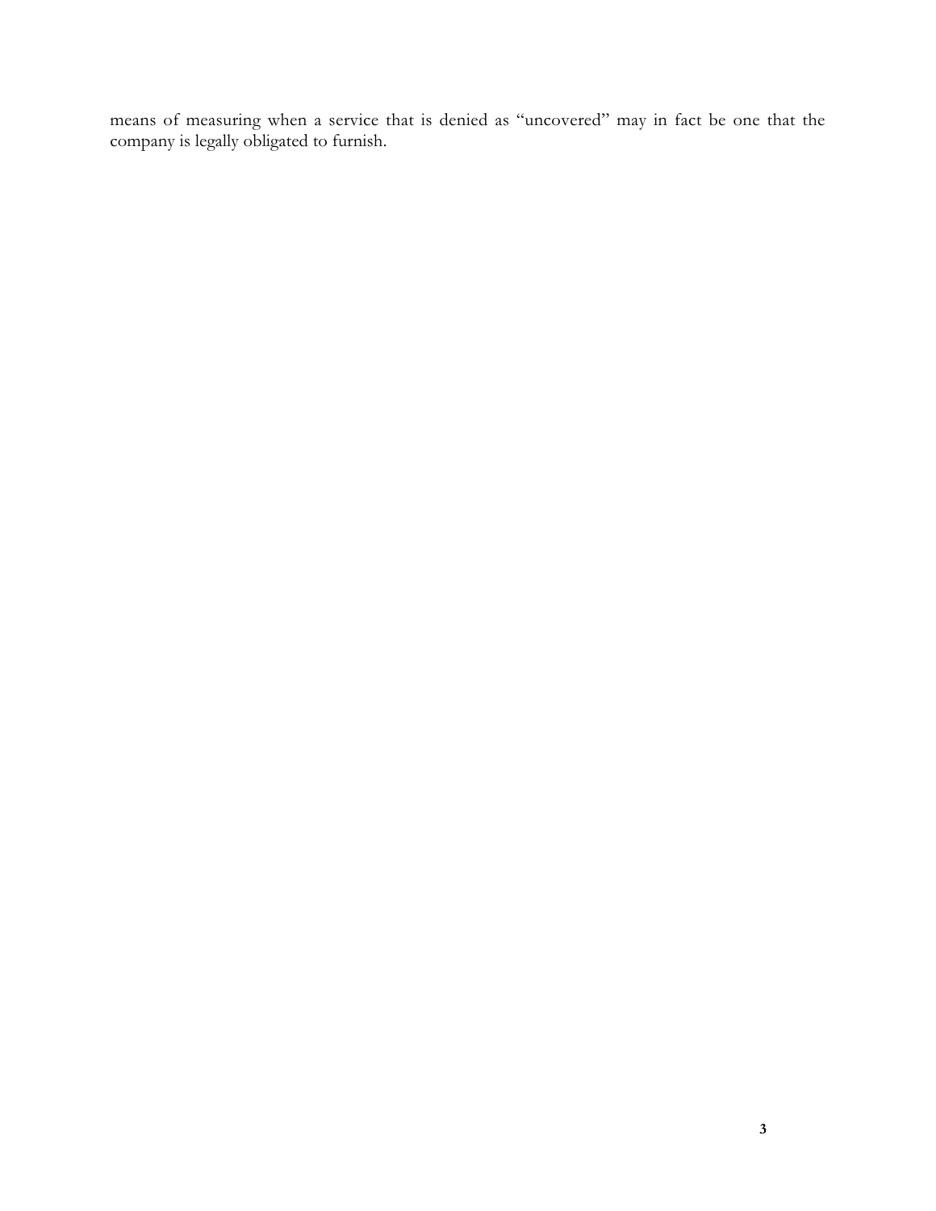means of measuring when a service that is denied as "uncovered" may in fact be one that the company is legally obligated to furnish.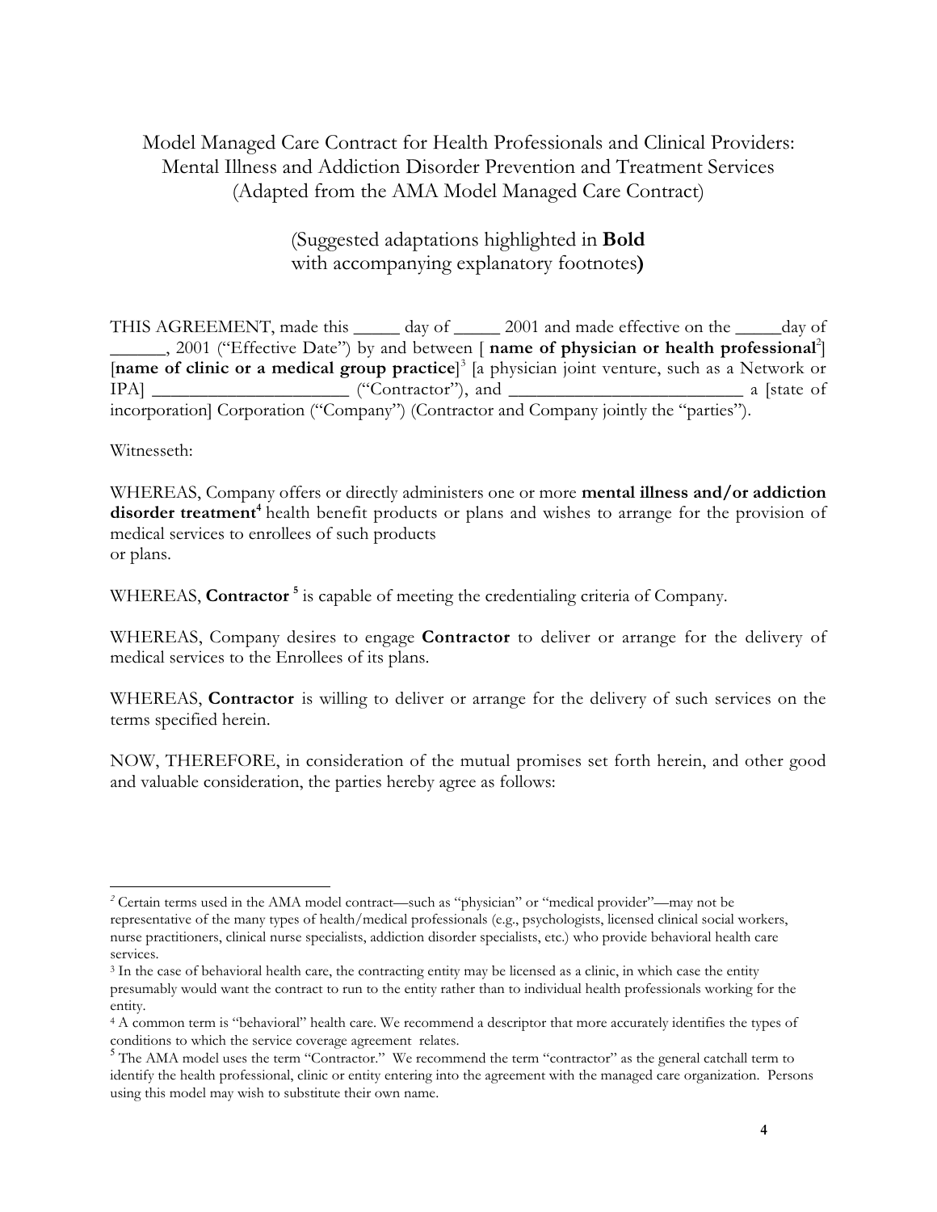Model Managed Care Contract for Health Professionals and Clinical Providers: Mental Illness and Addiction Disorder Prevention and Treatment Services (Adapted from the AMA Model Managed Care Contract)

(Suggested adaptations highlighted in **Bold** with accompanying explanatory footnotes**)**

THIS AGREEMENT, made this _____ day of _____ 2001 and made effective on the _____day of ______, 2001 ("Effective Date") by and between [ **name of physician or health professional**[2]] [**name of clinic or a medical group practice**][3] [a physician joint venture, such as a Network or IPA] _____________________ ("Contractor"), and _________________________ a [state of incorporation] Corporation ("Company") (Contractor and Company jointly the "parties").

Witnesseth:

WHEREAS, Company offers or directly administers one or more **mental illness and/or addiction disorder treatment**[4] health benefit products or plans and wishes to arrange for the provision of medical services to enrollees of such products or plans.

WHEREAS, **Contractor**[5] is capable of meeting the credentialing criteria of Company.

WHEREAS, Company desires to engage **Contractor** to deliver or arrange for the delivery of medical services to the Enrollees of its plans.

WHEREAS, **Contractor** is willing to deliver or arrange for the delivery of such services on the terms specified herein.

NOW, THEREFORE, in consideration of the mutual promises set forth herein, and other good and valuable consideration, the parties hereby agree as follows:

---

[2] Certain terms used in the AMA model contract—such as "physician" or "medical provider"—may not be representative of the many types of health/medical professionals (e.g., psychologists, licensed clinical social workers, nurse practitioners, clinical nurse specialists, addiction disorder specialists, etc.) who provide behavioral health care services.

[3] In the case of behavioral health care, the contracting entity may be licensed as a clinic, in which case the entity presumably would want the contract to run to the entity rather than to individual health professionals working for the entity.

[4] A common term is "behavioral" health care. We recommend a descriptor that more accurately identifies the types of conditions to which the service coverage agreement relates.

[5] The AMA model uses the term "Contractor." We recommend the term "contractor" as the general catchall term to identify the health professional, clinic or entity entering into the agreement with the managed care organization. Persons using this model may wish to substitute their own name.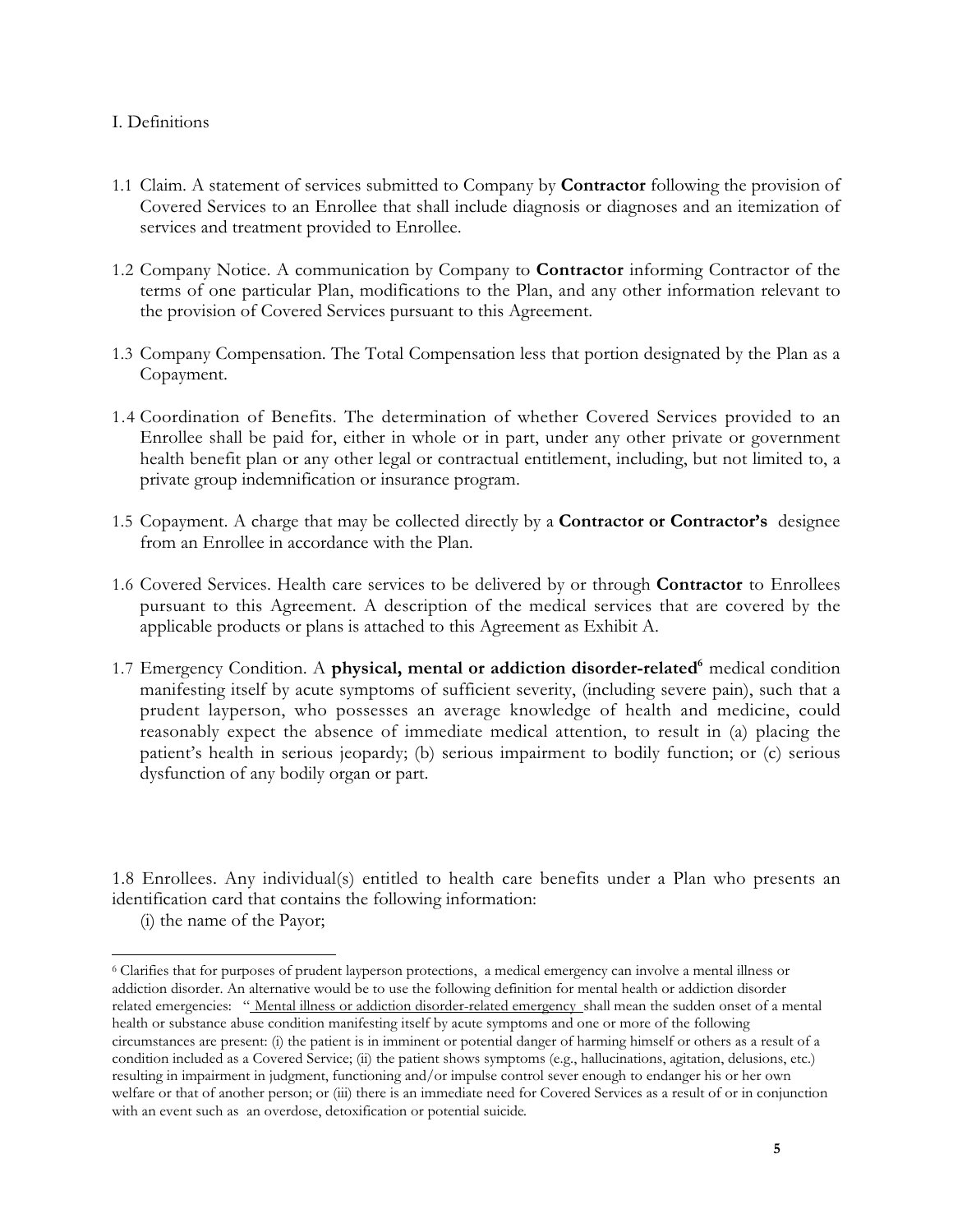## I. Definitions

1.1 Claim. A statement of services submitted to Company by **Contractor** following the provision of Covered Services to an Enrollee that shall include diagnosis or diagnoses and an itemization of services and treatment provided to Enrollee.

1.2 Company Notice. A communication by Company to **Contractor** informing Contractor of the terms of one particular Plan, modifications to the Plan, and any other information relevant to the provision of Covered Services pursuant to this Agreement.

1.3 Company Compensation. The Total Compensation less that portion designated by the Plan as a Copayment.

1.4 Coordination of Benefits. The determination of whether Covered Services provided to an Enrollee shall be paid for, either in whole or in part, under any other private or government health benefit plan or any other legal or contractual entitlement, including, but not limited to, a private group indemnification or insurance program.

1.5 Copayment. A charge that may be collected directly by a **Contractor or Contractor's** designee from an Enrollee in accordance with the Plan.

1.6 Covered Services. Health care services to be delivered by or through **Contractor** to Enrollees pursuant to this Agreement. A description of the medical services that are covered by the applicable products or plans is attached to this Agreement as Exhibit A.

1.7 Emergency Condition. A **physical, mental or addiction disorder-related**[6] medical condition manifesting itself by acute symptoms of sufficient severity, (including severe pain), such that a prudent layperson, who possesses an average knowledge of health and medicine, could reasonably expect the absence of immediate medical attention, to result in (a) placing the patient's health in serious jeopardy; (b) serious impairment to bodily function; or (c) serious dysfunction of any bodily organ or part.

1.8 Enrollees. Any individual(s) entitled to health care benefits under a Plan who presents an identification card that contains the following information:

(i) the name of the Payor;

---

[6] Clarifies that for purposes of prudent layperson protections, a medical emergency can involve a mental illness or addiction disorder. An alternative would be to use the following definition for mental health or addiction disorder related emergencies: " Mental illness or addiction disorder-related emergency shall mean the sudden onset of a mental health or substance abuse condition manifesting itself by acute symptoms and one or more of the following circumstances are present: (i) the patient is in imminent or potential danger of harming himself or others as a result of a condition included as a Covered Service; (ii) the patient shows symptoms (e.g., hallucinations, agitation, delusions, etc.) resulting in impairment in judgment, functioning and/or impulse control sever enough to endanger his or her own welfare or that of another person; or (iii) there is an immediate need for Covered Services as a result of or in conjunction with an event such as an overdose, detoxification or potential suicide.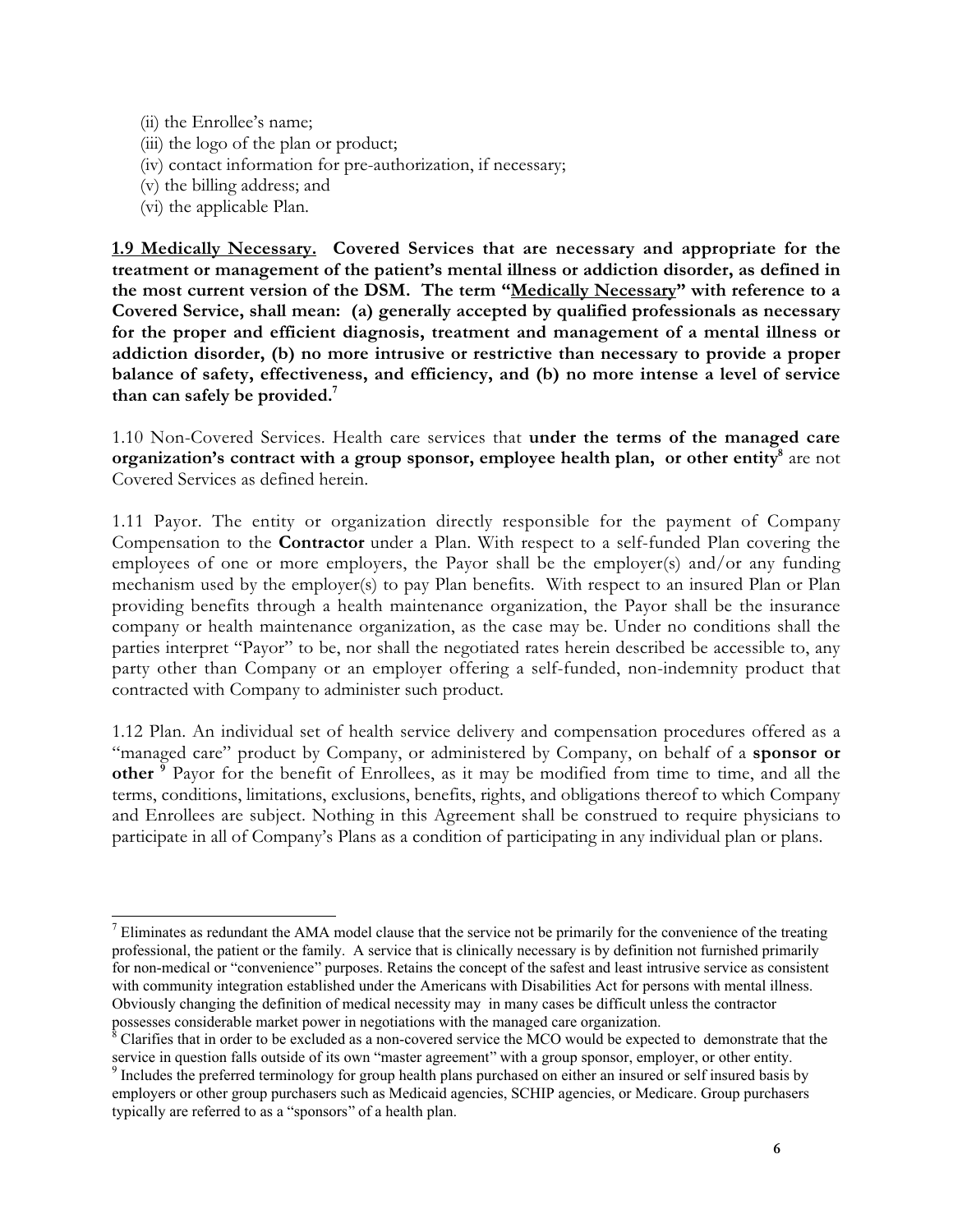(ii) the Enrollee's name;
(iii) the logo of the plan or product;
(iv) contact information for pre-authorization, if necessary;
(v) the billing address; and
(vi) the applicable Plan.

**<u>1.9 Medically Necessary.</u> Covered Services that are necessary and appropriate for the treatment or management of the patient's mental illness or addiction disorder, as defined in the most current version of the DSM. The term "<u>Medically Necessary</u>" with reference to a Covered Service, shall mean: (a) generally accepted by qualified professionals as necessary for the proper and efficient diagnosis, treatment and management of a mental illness or addiction disorder, (b) no more intrusive or restrictive than necessary to provide a proper balance of safety, effectiveness, and efficiency, and (b) no more intense a level of service than can safely be provided.**[7]

1.10 Non-Covered Services. Health care services that **under the terms of the managed care organization's contract with a group sponsor, employee health plan, or other entity**[8] are not Covered Services as defined herein.

1.11 Payor. The entity or organization directly responsible for the payment of Company Compensation to the **Contractor** under a Plan. With respect to a self-funded Plan covering the employees of one or more employers, the Payor shall be the employer(s) and/or any funding mechanism used by the employer(s) to pay Plan benefits. With respect to an insured Plan or Plan providing benefits through a health maintenance organization, the Payor shall be the insurance company or health maintenance organization, as the case may be. Under no conditions shall the parties interpret "Payor" to be, nor shall the negotiated rates herein described be accessible to, any party other than Company or an employer offering a self-funded, non-indemnity product that contracted with Company to administer such product.

1.12 Plan. An individual set of health service delivery and compensation procedures offered as a "managed care" product by Company, or administered by Company, on behalf of a **sponsor or other** [9] Payor for the benefit of Enrollees, as it may be modified from time to time, and all the terms, conditions, limitations, exclusions, benefits, rights, and obligations thereof to which Company and Enrollees are subject. Nothing in this Agreement shall be construed to require physicians to participate in all of Company's Plans as a condition of participating in any individual plan or plans.

---

[7] Eliminates as redundant the AMA model clause that the service not be primarily for the convenience of the treating professional, the patient or the family. A service that is clinically necessary is by definition not furnished primarily for non-medical or "convenience" purposes. Retains the concept of the safest and least intrusive service as consistent with community integration established under the Americans with Disabilities Act for persons with mental illness. Obviously changing the definition of medical necessity may in many cases be difficult unless the contractor possesses considerable market power in negotiations with the managed care organization.

[8] Clarifies that in order to be excluded as a non-covered service the MCO would be expected to demonstrate that the service in question falls outside of its own "master agreement" with a group sponsor, employer, or other entity.

[9] Includes the preferred terminology for group health plans purchased on either an insured or self insured basis by employers or other group purchasers such as Medicaid agencies, SCHIP agencies, or Medicare. Group purchasers typically are referred to as a "sponsors" of a health plan.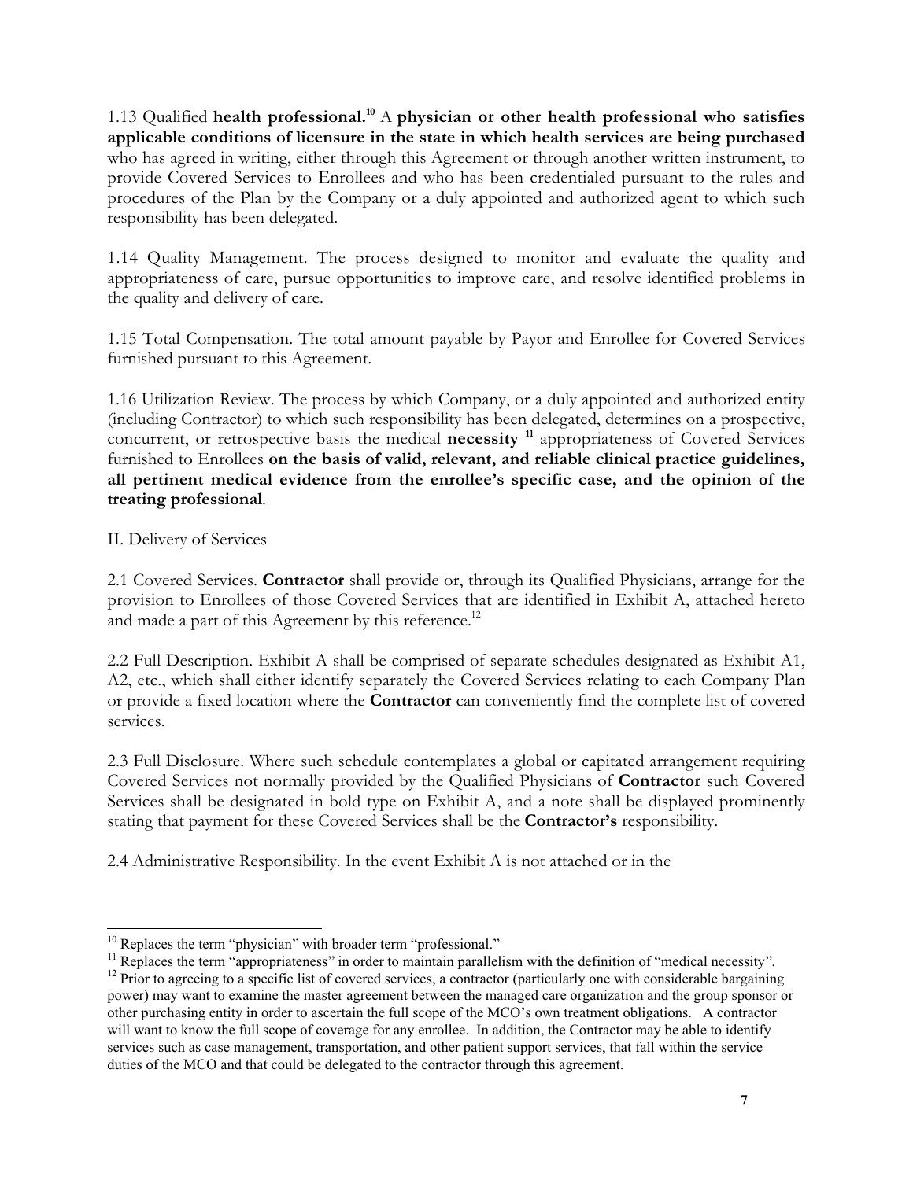1.13 Qualified **health professional.**[10] A **physician or other health professional who satisfies applicable conditions of licensure in the state in which health services are being purchased** who has agreed in writing, either through this Agreement or through another written instrument, to provide Covered Services to Enrollees and who has been credentialed pursuant to the rules and procedures of the Plan by the Company or a duly appointed and authorized agent to which such responsibility has been delegated.

1.14 Quality Management. The process designed to monitor and evaluate the quality and appropriateness of care, pursue opportunities to improve care, and resolve identified problems in the quality and delivery of care.

1.15 Total Compensation. The total amount payable by Payor and Enrollee for Covered Services furnished pursuant to this Agreement.

1.16 Utilization Review. The process by which Company, or a duly appointed and authorized entity (including Contractor) to which such responsibility has been delegated, determines on a prospective, concurrent, or retrospective basis the medical **necessity** [11] appropriateness of Covered Services furnished to Enrollees **on the basis of valid, relevant, and reliable clinical practice guidelines, all pertinent medical evidence from the enrollee's specific case, and the opinion of the treating professional**.

II. Delivery of Services

2.1 Covered Services. **Contractor** shall provide or, through its Qualified Physicians, arrange for the provision to Enrollees of those Covered Services that are identified in Exhibit A, attached hereto and made a part of this Agreement by this reference.[12]

2.2 Full Description. Exhibit A shall be comprised of separate schedules designated as Exhibit A1, A2, etc., which shall either identify separately the Covered Services relating to each Company Plan or provide a fixed location where the **Contractor** can conveniently find the complete list of covered services.

2.3 Full Disclosure. Where such schedule contemplates a global or capitated arrangement requiring Covered Services not normally provided by the Qualified Physicians of **Contractor** such Covered Services shall be designated in bold type on Exhibit A, and a note shall be displayed prominently stating that payment for these Covered Services shall be the **Contractor's** responsibility.

2.4 Administrative Responsibility. In the event Exhibit A is not attached or in the

---

[10] Replaces the term "physician" with broader term "professional."

[11] Replaces the term "appropriateness" in order to maintain parallelism with the definition of "medical necessity".

[12] Prior to agreeing to a specific list of covered services, a contractor (particularly one with considerable bargaining power) may want to examine the master agreement between the managed care organization and the group sponsor or other purchasing entity in order to ascertain the full scope of the MCO's own treatment obligations. A contractor will want to know the full scope of coverage for any enrollee. In addition, the Contractor may be able to identify services such as case management, transportation, and other patient support services, that fall within the service duties of the MCO and that could be delegated to the contractor through this agreement.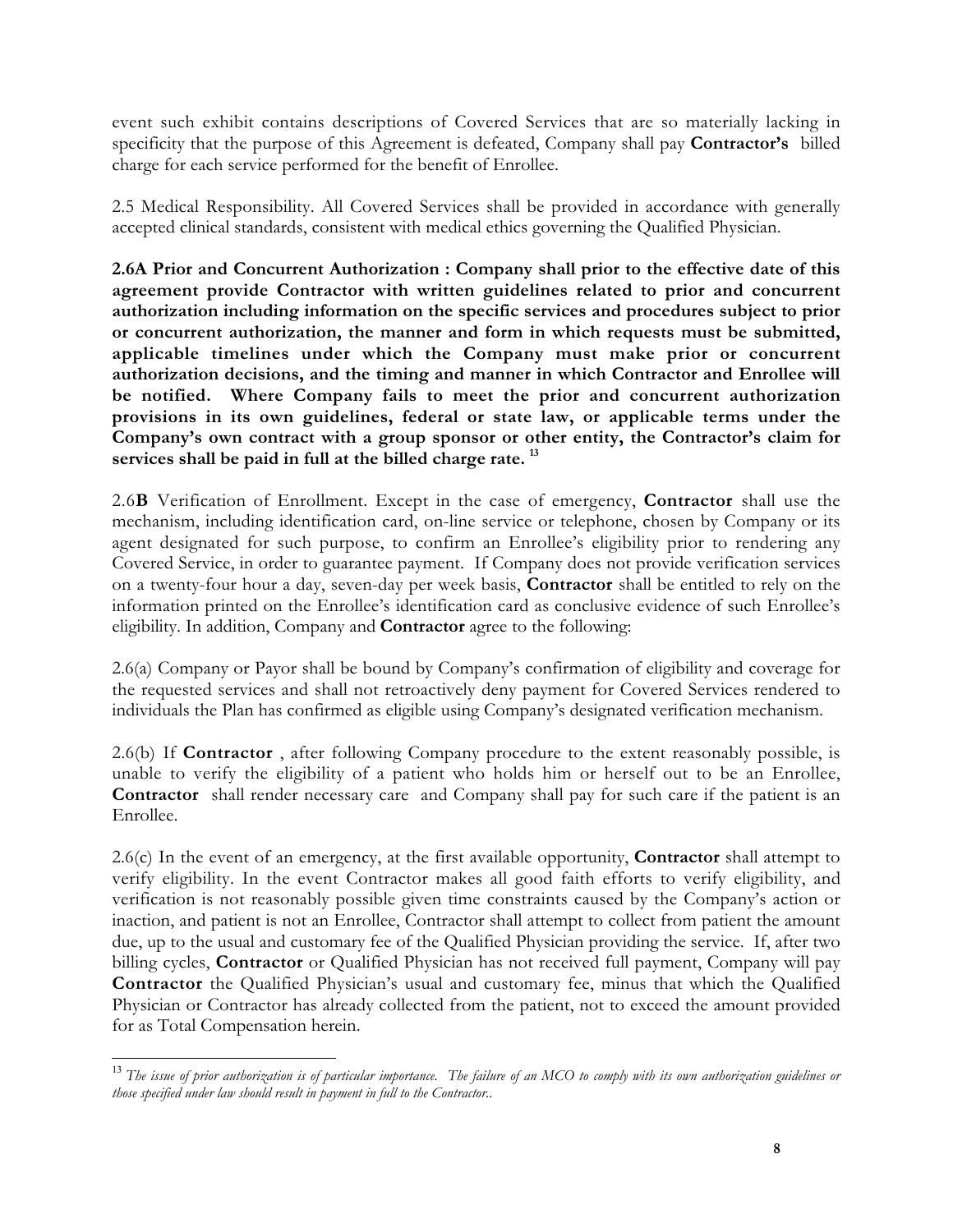event such exhibit contains descriptions of Covered Services that are so materially lacking in specificity that the purpose of this Agreement is defeated, Company shall pay **Contractor's** billed charge for each service performed for the benefit of Enrollee.

2.5 Medical Responsibility. All Covered Services shall be provided in accordance with generally accepted clinical standards, consistent with medical ethics governing the Qualified Physician.

**2.6A Prior and Concurrent Authorization : Company shall prior to the effective date of this agreement provide Contractor with written guidelines related to prior and concurrent authorization including information on the specific services and procedures subject to prior or concurrent authorization, the manner and form in which requests must be submitted, applicable timelines under which the Company must make prior or concurrent authorization decisions, and the timing and manner in which Contractor and Enrollee will be notified. Where Company fails to meet the prior and concurrent authorization provisions in its own guidelines, federal or state law, or applicable terms under the Company's own contract with a group sponsor or other entity, the Contractor's claim for services shall be paid in full at the billed charge rate.** [13]

2.6**B** Verification of Enrollment. Except in the case of emergency, **Contractor** shall use the mechanism, including identification card, on-line service or telephone, chosen by Company or its agent designated for such purpose, to confirm an Enrollee's eligibility prior to rendering any Covered Service, in order to guarantee payment. If Company does not provide verification services on a twenty-four hour a day, seven-day per week basis, **Contractor** shall be entitled to rely on the information printed on the Enrollee's identification card as conclusive evidence of such Enrollee's eligibility. In addition, Company and **Contractor** agree to the following:

2.6(a) Company or Payor shall be bound by Company's confirmation of eligibility and coverage for the requested services and shall not retroactively deny payment for Covered Services rendered to individuals the Plan has confirmed as eligible using Company's designated verification mechanism.

2.6(b) If **Contractor** , after following Company procedure to the extent reasonably possible, is unable to verify the eligibility of a patient who holds him or herself out to be an Enrollee, **Contractor** shall render necessary care and Company shall pay for such care if the patient is an Enrollee.

2.6(c) In the event of an emergency, at the first available opportunity, **Contractor** shall attempt to verify eligibility. In the event Contractor makes all good faith efforts to verify eligibility, and verification is not reasonably possible given time constraints caused by the Company's action or inaction, and patient is not an Enrollee, Contractor shall attempt to collect from patient the amount due, up to the usual and customary fee of the Qualified Physician providing the service. If, after two billing cycles, **Contractor** or Qualified Physician has not received full payment, Company will pay **Contractor** the Qualified Physician's usual and customary fee, minus that which the Qualified Physician or Contractor has already collected from the patient, not to exceed the amount provided for as Total Compensation herein.

---

[13] *The issue of prior authorization is of particular importance. The failure of an MCO to comply with its own authorization guidelines or those specified under law should result in payment in full to the Contractor..*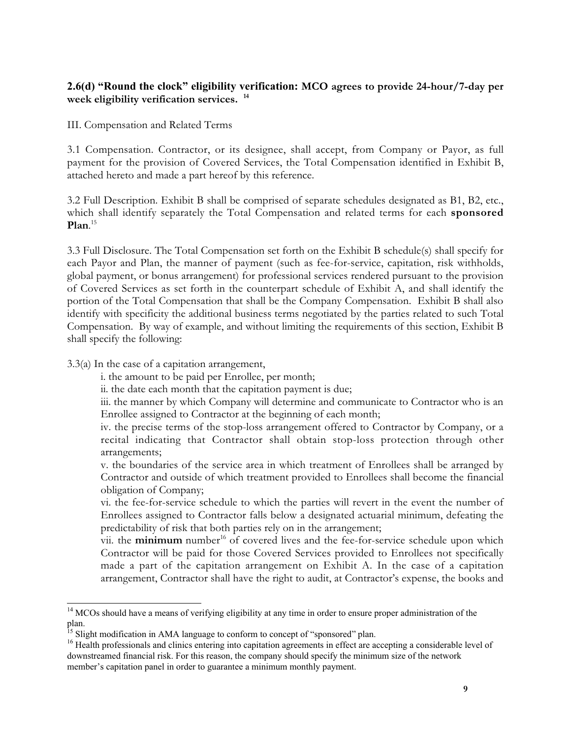**2.6(d) "Round the clock" eligibility verification: MCO agrees to provide 24-hour/7-day per week eligibility verification services.** [14]

III. Compensation and Related Terms

3.1 Compensation. Contractor, or its designee, shall accept, from Company or Payor, as full payment for the provision of Covered Services, the Total Compensation identified in Exhibit B, attached hereto and made a part hereof by this reference.

3.2 Full Description. Exhibit B shall be comprised of separate schedules designated as B1, B2, etc., which shall identify separately the Total Compensation and related terms for each **sponsored Plan**.[15]

3.3 Full Disclosure. The Total Compensation set forth on the Exhibit B schedule(s) shall specify for each Payor and Plan, the manner of payment (such as fee-for-service, capitation, risk withholds, global payment, or bonus arrangement) for professional services rendered pursuant to the provision of Covered Services as set forth in the counterpart schedule of Exhibit A, and shall identify the portion of the Total Compensation that shall be the Company Compensation. Exhibit B shall also identify with specificity the additional business terms negotiated by the parties related to such Total Compensation. By way of example, and without limiting the requirements of this section, Exhibit B shall specify the following:

3.3(a) In the case of a capitation arrangement,

i. the amount to be paid per Enrollee, per month;

ii. the date each month that the capitation payment is due;

iii. the manner by which Company will determine and communicate to Contractor who is an Enrollee assigned to Contractor at the beginning of each month;

iv. the precise terms of the stop-loss arrangement offered to Contractor by Company, or a recital indicating that Contractor shall obtain stop-loss protection through other arrangements;

v. the boundaries of the service area in which treatment of Enrollees shall be arranged by Contractor and outside of which treatment provided to Enrollees shall become the financial obligation of Company;

vi. the fee-for-service schedule to which the parties will revert in the event the number of Enrollees assigned to Contractor falls below a designated actuarial minimum, defeating the predictability of risk that both parties rely on in the arrangement;

vii. the **minimum** number[16] of covered lives and the fee-for-service schedule upon which Contractor will be paid for those Covered Services provided to Enrollees not specifically made a part of the capitation arrangement on Exhibit A. In the case of a capitation arrangement, Contractor shall have the right to audit, at Contractor's expense, the books and

---

[14] MCOs should have a means of verifying eligibility at any time in order to ensure proper administration of the plan.

[15] Slight modification in AMA language to conform to concept of "sponsored" plan.

[16] Health professionals and clinics entering into capitation agreements in effect are accepting a considerable level of downstreamed financial risk. For this reason, the company should specify the minimum size of the network member's capitation panel in order to guarantee a minimum monthly payment.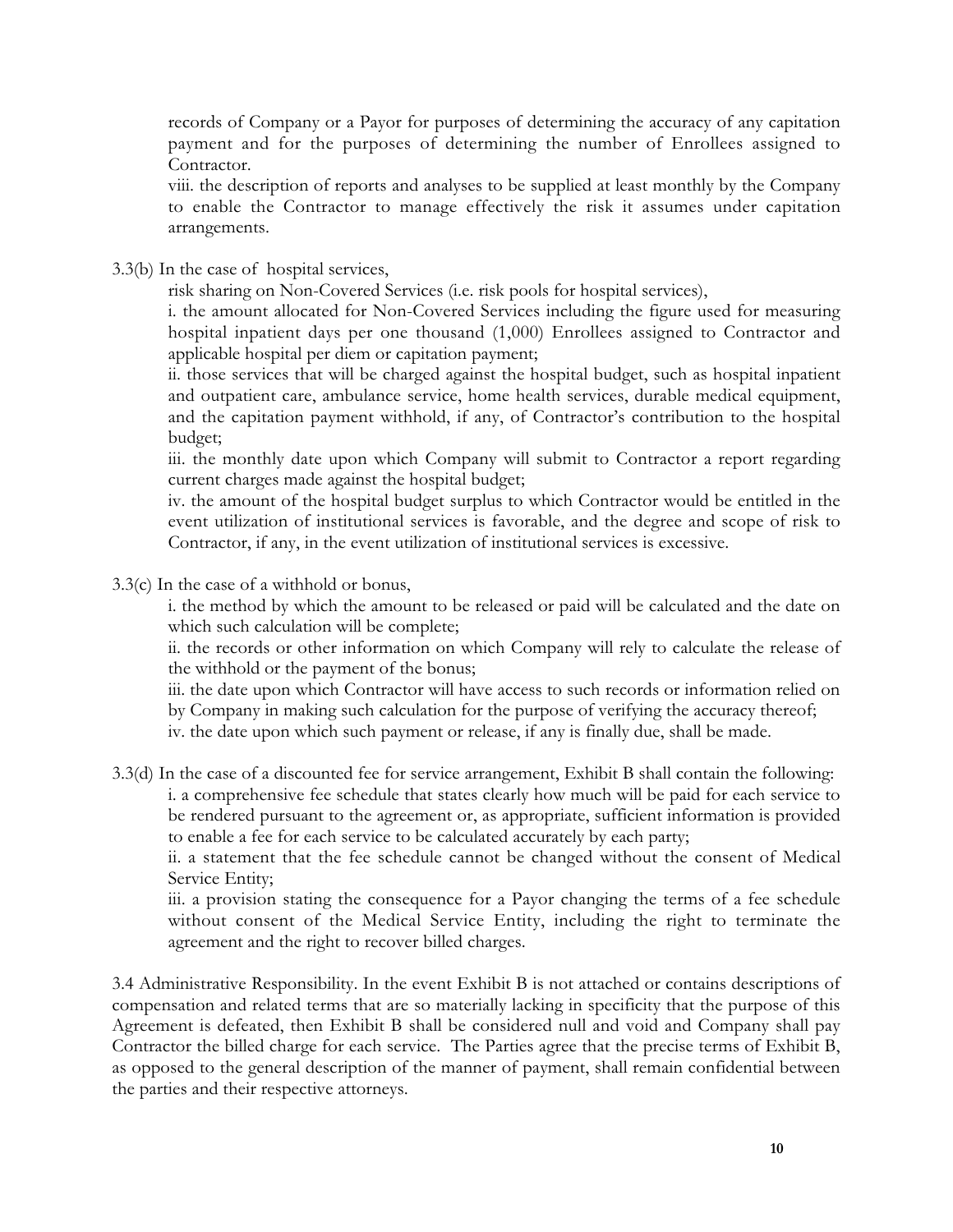records of Company or a Payor for purposes of determining the accuracy of any capitation payment and for the purposes of determining the number of Enrollees assigned to Contractor.

viii. the description of reports and analyses to be supplied at least monthly by the Company to enable the Contractor to manage effectively the risk it assumes under capitation arrangements.

3.3(b) In the case of hospital services,

risk sharing on Non-Covered Services (i.e. risk pools for hospital services),

i. the amount allocated for Non-Covered Services including the figure used for measuring hospital inpatient days per one thousand (1,000) Enrollees assigned to Contractor and applicable hospital per diem or capitation payment;

ii. those services that will be charged against the hospital budget, such as hospital inpatient and outpatient care, ambulance service, home health services, durable medical equipment, and the capitation payment withhold, if any, of Contractor's contribution to the hospital budget;

iii. the monthly date upon which Company will submit to Contractor a report regarding current charges made against the hospital budget;

iv. the amount of the hospital budget surplus to which Contractor would be entitled in the event utilization of institutional services is favorable, and the degree and scope of risk to Contractor, if any, in the event utilization of institutional services is excessive.

3.3(c) In the case of a withhold or bonus,

i. the method by which the amount to be released or paid will be calculated and the date on which such calculation will be complete;

ii. the records or other information on which Company will rely to calculate the release of the withhold or the payment of the bonus;

iii. the date upon which Contractor will have access to such records or information relied on by Company in making such calculation for the purpose of verifying the accuracy thereof;

iv. the date upon which such payment or release, if any is finally due, shall be made.

3.3(d) In the case of a discounted fee for service arrangement, Exhibit B shall contain the following:

i. a comprehensive fee schedule that states clearly how much will be paid for each service to be rendered pursuant to the agreement or, as appropriate, sufficient information is provided to enable a fee for each service to be calculated accurately by each party;

ii. a statement that the fee schedule cannot be changed without the consent of Medical Service Entity;

iii. a provision stating the consequence for a Payor changing the terms of a fee schedule without consent of the Medical Service Entity, including the right to terminate the agreement and the right to recover billed charges.

3.4 Administrative Responsibility. In the event Exhibit B is not attached or contains descriptions of compensation and related terms that are so materially lacking in specificity that the purpose of this Agreement is defeated, then Exhibit B shall be considered null and void and Company shall pay Contractor the billed charge for each service. The Parties agree that the precise terms of Exhibit B, as opposed to the general description of the manner of payment, shall remain confidential between the parties and their respective attorneys.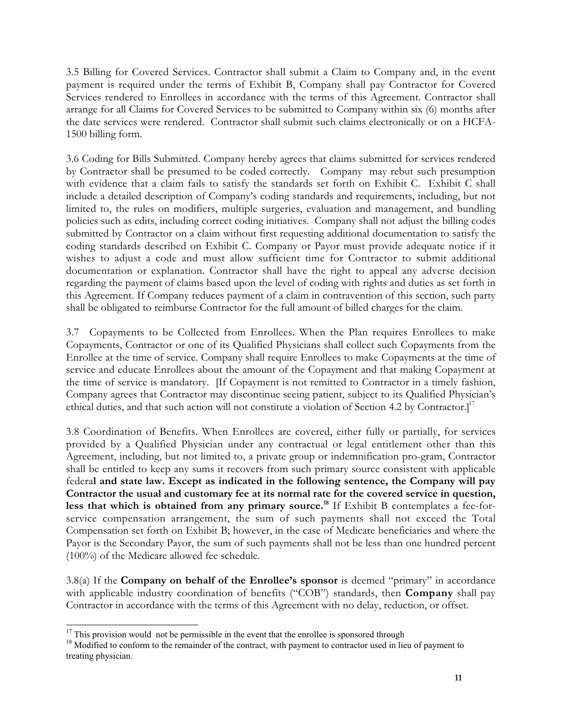3.5 Billing for Covered Services. Contractor shall submit a Claim to Company and, in the event payment is required under the terms of Exhibit B, Company shall pay Contractor for Covered Services rendered to Enrollees in accordance with the terms of this Agreement. Contractor shall arrange for all Claims for Covered Services to be submitted to Company within six (6) months after the date services were rendered. Contractor shall submit such claims electronically or on a HCFA-1500 billing form.

3.6 Coding for Bills Submitted. Company hereby agrees that claims submitted for services rendered by Contractor shall be presumed to be coded correctly. Company may rebut such presumption with evidence that a claim fails to satisfy the standards set forth on Exhibit C. Exhibit C shall include a detailed description of Company's coding standards and requirements, including, but not limited to, the rules on modifiers, multiple surgeries, evaluation and management, and bundling policies such as edits, including correct coding initiatives. Company shall not adjust the billing codes submitted by Contractor on a claim without first requesting additional documentation to satisfy the coding standards described on Exhibit C. Company or Payor must provide adequate notice if it wishes to adjust a code and must allow sufficient time for Contractor to submit additional documentation or explanation. Contractor shall have the right to appeal any adverse decision regarding the payment of claims based upon the level of coding with rights and duties as set forth in this Agreement. If Company reduces payment of a claim in contravention of this section, such party shall be obligated to reimburse Contractor for the full amount of billed charges for the claim.

3.7 Copayments to be Collected from Enrollees. When the Plan requires Enrollees to make Copayments, Contractor or one of its Qualified Physicians shall collect such Copayments from the Enrollee at the time of service. Company shall require Enrollees to make Copayments at the time of service and educate Enrollees about the amount of the Copayment and that making Copayment at the time of service is mandatory. [If Copayment is not remitted to Contractor in a timely fashion, Company agrees that Contractor may discontinue seeing patient, subject to its Qualified Physician's ethical duties, and that such action will not constitute a violation of Section 4.2 by Contractor.][17]

3.8 Coordination of Benefits. When Enrollees are covered, either fully or partially, for services provided by a Qualified Physician under any contractual or legal entitlement other than this Agreement, including, but not limited to, a private group or indemnification pro-gram, Contractor shall be entitled to keep any sums it recovers from such primary source consistent with applicable federa**l and state law. Except as indicated in the following sentence, the Company will pay Contractor the usual and customary fee at its normal rate for the covered service in question, less that which is obtained from any primary source.**[18] If Exhibit B contemplates a fee-for-service compensation arrangement, the sum of such payments shall not exceed the Total Compensation set forth on Exhibit B; however, in the case of Medicare beneficiaries and where the Payor is the Secondary Payor, the sum of such payments shall not be less than one hundred percent (100%) of the Medicare allowed fee schedule.

3.8(a) If the **Company on behalf of the Enrollee's sponsor** is deemed "primary" in accordance with applicable industry coordination of benefits ("COB") standards, then **Company** shall pay Contractor in accordance with the terms of this Agreement with no delay, reduction, or offset.

---

[17] This provision would not be permissible in the event that the enrollee is sponsored through

[18] Modified to conform to the remainder of the contract, with payment to contractor used in lieu of payment to treating physician.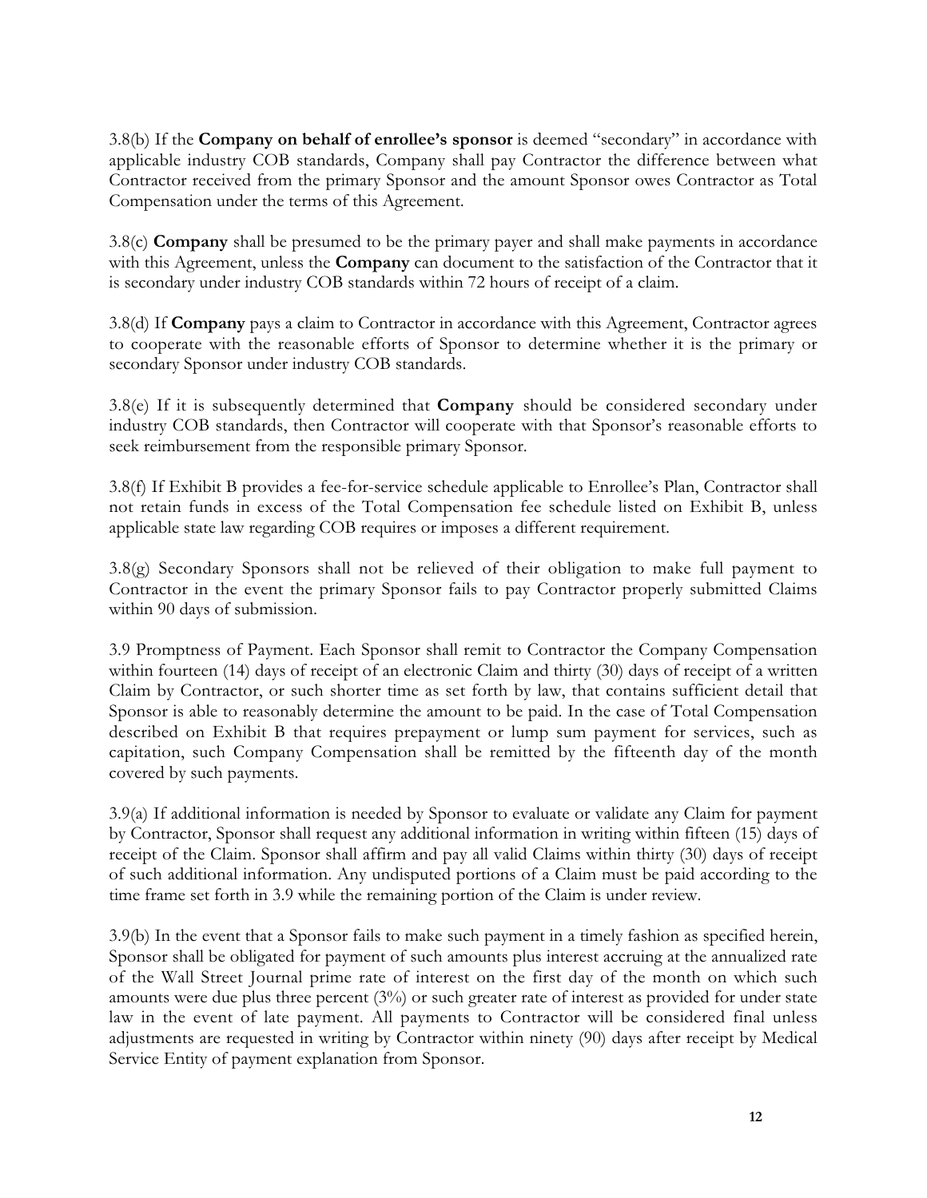3.8(b) If the **Company on behalf of enrollee's sponsor** is deemed "secondary" in accordance with applicable industry COB standards, Company shall pay Contractor the difference between what Contractor received from the primary Sponsor and the amount Sponsor owes Contractor as Total Compensation under the terms of this Agreement.

3.8(c) **Company** shall be presumed to be the primary payer and shall make payments in accordance with this Agreement, unless the **Company** can document to the satisfaction of the Contractor that it is secondary under industry COB standards within 72 hours of receipt of a claim.

3.8(d) If **Company** pays a claim to Contractor in accordance with this Agreement, Contractor agrees to cooperate with the reasonable efforts of Sponsor to determine whether it is the primary or secondary Sponsor under industry COB standards.

3.8(e) If it is subsequently determined that **Company** should be considered secondary under industry COB standards, then Contractor will cooperate with that Sponsor's reasonable efforts to seek reimbursement from the responsible primary Sponsor.

3.8(f) If Exhibit B provides a fee-for-service schedule applicable to Enrollee's Plan, Contractor shall not retain funds in excess of the Total Compensation fee schedule listed on Exhibit B, unless applicable state law regarding COB requires or imposes a different requirement.

3.8(g) Secondary Sponsors shall not be relieved of their obligation to make full payment to Contractor in the event the primary Sponsor fails to pay Contractor properly submitted Claims within 90 days of submission.

3.9 Promptness of Payment. Each Sponsor shall remit to Contractor the Company Compensation within fourteen (14) days of receipt of an electronic Claim and thirty (30) days of receipt of a written Claim by Contractor, or such shorter time as set forth by law, that contains sufficient detail that Sponsor is able to reasonably determine the amount to be paid. In the case of Total Compensation described on Exhibit B that requires prepayment or lump sum payment for services, such as capitation, such Company Compensation shall be remitted by the fifteenth day of the month covered by such payments.

3.9(a) If additional information is needed by Sponsor to evaluate or validate any Claim for payment by Contractor, Sponsor shall request any additional information in writing within fifteen (15) days of receipt of the Claim. Sponsor shall affirm and pay all valid Claims within thirty (30) days of receipt of such additional information. Any undisputed portions of a Claim must be paid according to the time frame set forth in 3.9 while the remaining portion of the Claim is under review.

3.9(b) In the event that a Sponsor fails to make such payment in a timely fashion as specified herein, Sponsor shall be obligated for payment of such amounts plus interest accruing at the annualized rate of the Wall Street Journal prime rate of interest on the first day of the month on which such amounts were due plus three percent (3%) or such greater rate of interest as provided for under state law in the event of late payment. All payments to Contractor will be considered final unless adjustments are requested in writing by Contractor within ninety (90) days after receipt by Medical Service Entity of payment explanation from Sponsor.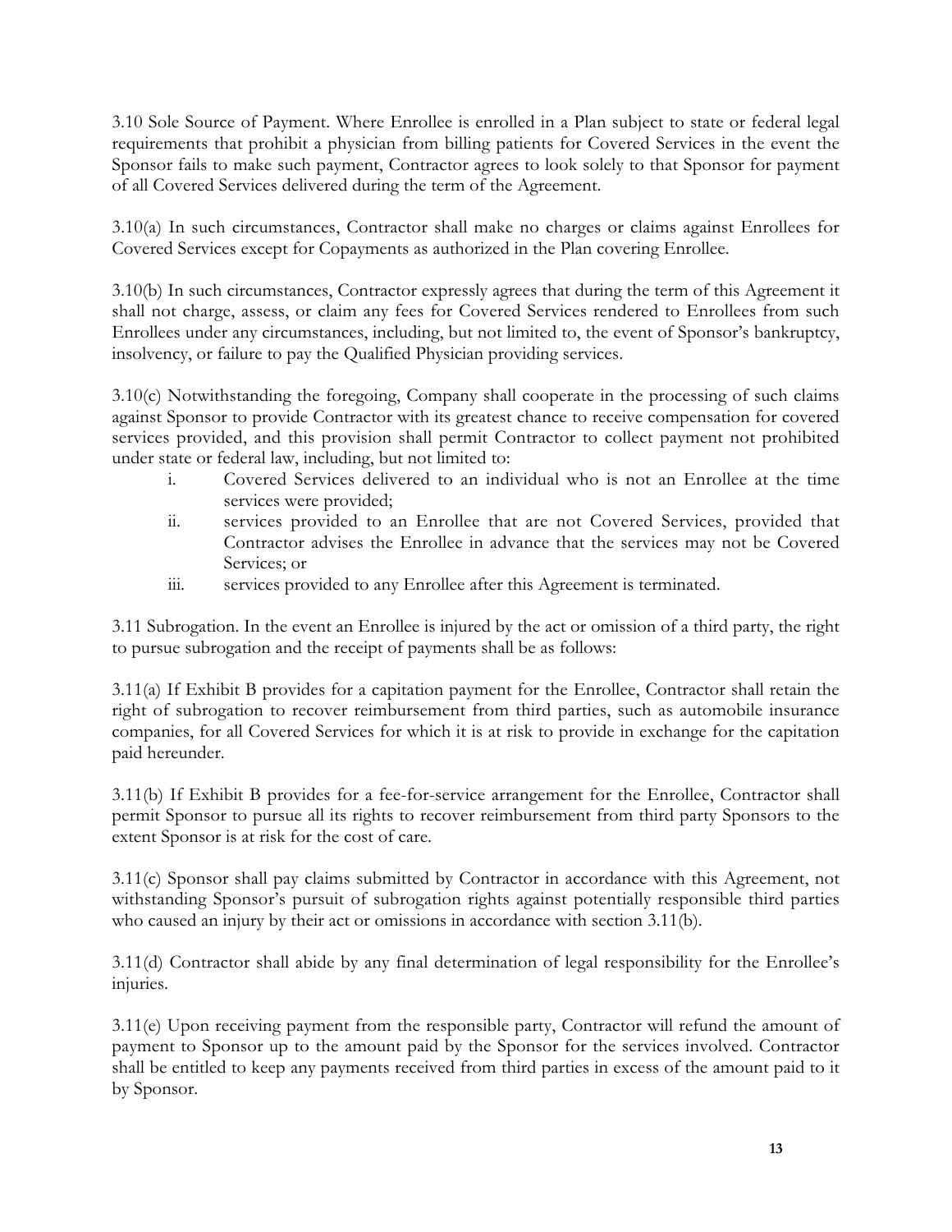3.10 Sole Source of Payment. Where Enrollee is enrolled in a Plan subject to state or federal legal requirements that prohibit a physician from billing patients for Covered Services in the event the Sponsor fails to make such payment, Contractor agrees to look solely to that Sponsor for payment of all Covered Services delivered during the term of the Agreement.

3.10(a) In such circumstances, Contractor shall make no charges or claims against Enrollees for Covered Services except for Copayments as authorized in the Plan covering Enrollee.

3.10(b) In such circumstances, Contractor expressly agrees that during the term of this Agreement it shall not charge, assess, or claim any fees for Covered Services rendered to Enrollees from such Enrollees under any circumstances, including, but not limited to, the event of Sponsor's bankruptcy, insolvency, or failure to pay the Qualified Physician providing services.

3.10(c) Notwithstanding the foregoing, Company shall cooperate in the processing of such claims against Sponsor to provide Contractor with its greatest chance to receive compensation for covered services provided, and this provision shall permit Contractor to collect payment not prohibited under state or federal law, including, but not limited to:

i. Covered Services delivered to an individual who is not an Enrollee at the time services were provided;
ii. services provided to an Enrollee that are not Covered Services, provided that Contractor advises the Enrollee in advance that the services may not be Covered Services; or
iii. services provided to any Enrollee after this Agreement is terminated.

3.11 Subrogation. In the event an Enrollee is injured by the act or omission of a third party, the right to pursue subrogation and the receipt of payments shall be as follows:

3.11(a) If Exhibit B provides for a capitation payment for the Enrollee, Contractor shall retain the right of subrogation to recover reimbursement from third parties, such as automobile insurance companies, for all Covered Services for which it is at risk to provide in exchange for the capitation paid hereunder.

3.11(b) If Exhibit B provides for a fee-for-service arrangement for the Enrollee, Contractor shall permit Sponsor to pursue all its rights to recover reimbursement from third party Sponsors to the extent Sponsor is at risk for the cost of care.

3.11(c) Sponsor shall pay claims submitted by Contractor in accordance with this Agreement, not withstanding Sponsor's pursuit of subrogation rights against potentially responsible third parties who caused an injury by their act or omissions in accordance with section 3.11(b).

3.11(d) Contractor shall abide by any final determination of legal responsibility for the Enrollee's injuries.

3.11(e) Upon receiving payment from the responsible party, Contractor will refund the amount of payment to Sponsor up to the amount paid by the Sponsor for the services involved. Contractor shall be entitled to keep any payments received from third parties in excess of the amount paid to it by Sponsor.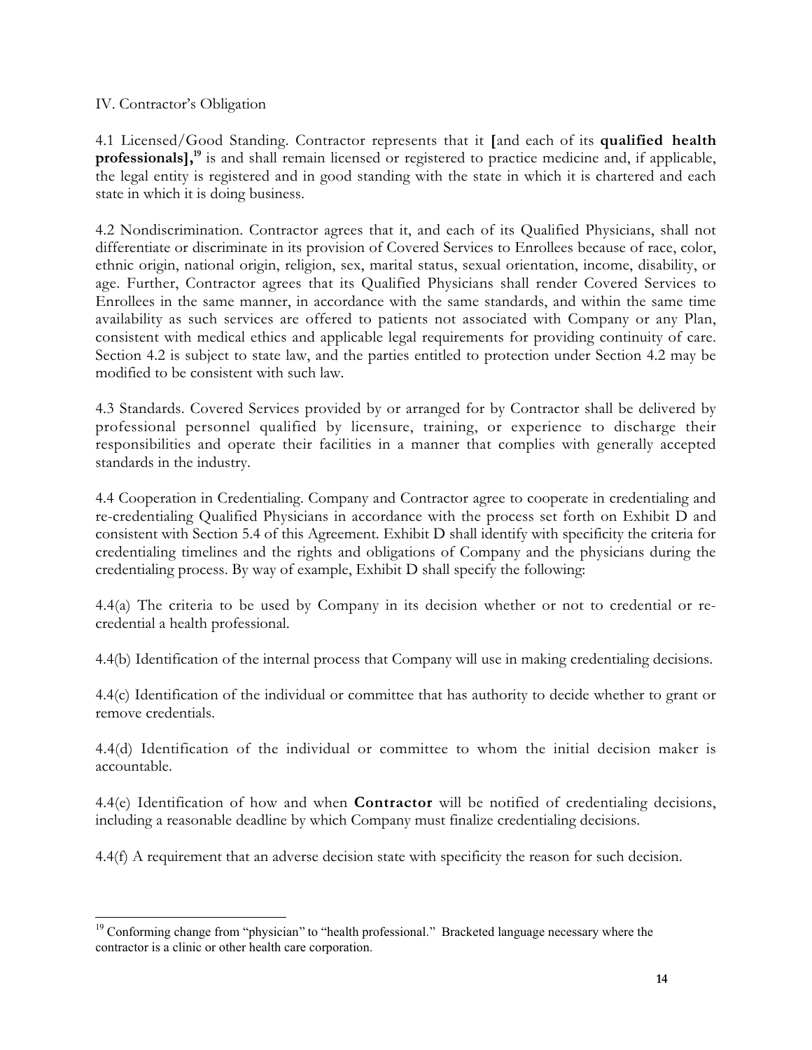IV. Contractor's Obligation

4.1 Licensed/Good Standing. Contractor represents that it [and each of its **qualified health professionals**],[19] is and shall remain licensed or registered to practice medicine and, if applicable, the legal entity is registered and in good standing with the state in which it is chartered and each state in which it is doing business.

4.2 Nondiscrimination. Contractor agrees that it, and each of its Qualified Physicians, shall not differentiate or discriminate in its provision of Covered Services to Enrollees because of race, color, ethnic origin, national origin, religion, sex, marital status, sexual orientation, income, disability, or age. Further, Contractor agrees that its Qualified Physicians shall render Covered Services to Enrollees in the same manner, in accordance with the same standards, and within the same time availability as such services are offered to patients not associated with Company or any Plan, consistent with medical ethics and applicable legal requirements for providing continuity of care. Section 4.2 is subject to state law, and the parties entitled to protection under Section 4.2 may be modified to be consistent with such law.

4.3 Standards. Covered Services provided by or arranged for by Contractor shall be delivered by professional personnel qualified by licensure, training, or experience to discharge their responsibilities and operate their facilities in a manner that complies with generally accepted standards in the industry.

4.4 Cooperation in Credentialing. Company and Contractor agree to cooperate in credentialing and re-credentialing Qualified Physicians in accordance with the process set forth on Exhibit D and consistent with Section 5.4 of this Agreement. Exhibit D shall identify with specificity the criteria for credentialing timelines and the rights and obligations of Company and the physicians during the credentialing process. By way of example, Exhibit D shall specify the following:

4.4(a) The criteria to be used by Company in its decision whether or not to credential or re-credential a health professional.

4.4(b) Identification of the internal process that Company will use in making credentialing decisions.

4.4(c) Identification of the individual or committee that has authority to decide whether to grant or remove credentials.

4.4(d) Identification of the individual or committee to whom the initial decision maker is accountable.

4.4(e) Identification of how and when **Contractor** will be notified of credentialing decisions, including a reasonable deadline by which Company must finalize credentialing decisions.

4.4(f) A requirement that an adverse decision state with specificity the reason for such decision.

---

[19] Conforming change from "physician" to "health professional." Bracketed language necessary where the contractor is a clinic or other health care corporation.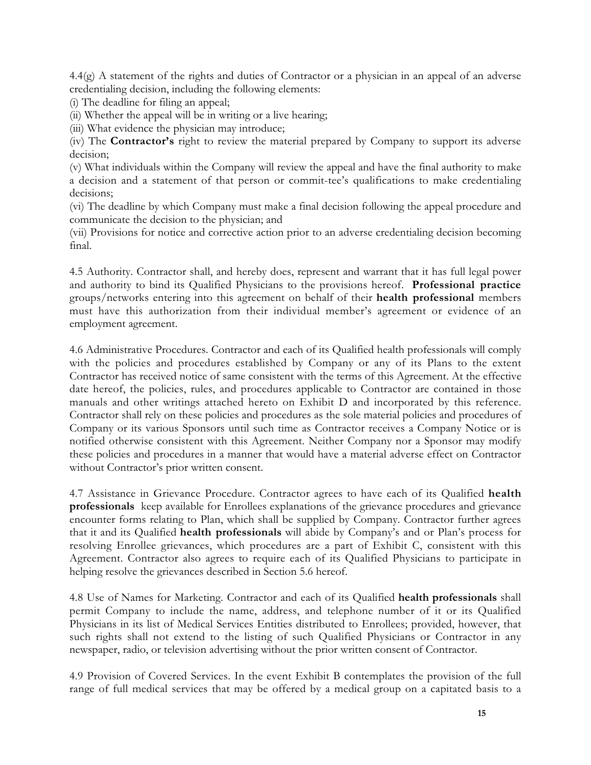4.4(g) A statement of the rights and duties of Contractor or a physician in an appeal of an adverse credentialing decision, including the following elements:
(i) The deadline for filing an appeal;
(ii) Whether the appeal will be in writing or a live hearing;
(iii) What evidence the physician may introduce;
(iv) The **Contractor's** right to review the material prepared by Company to support its adverse decision;
(v) What individuals within the Company will review the appeal and have the final authority to make a decision and a statement of that person or commit-tee's qualifications to make credentialing decisions;
(vi) The deadline by which Company must make a final decision following the appeal procedure and communicate the decision to the physician; and
(vii) Provisions for notice and corrective action prior to an adverse credentialing decision becoming final.

4.5 Authority. Contractor shall, and hereby does, represent and warrant that it has full legal power and authority to bind its Qualified Physicians to the provisions hereof. **Professional practice** groups/networks entering into this agreement on behalf of their **health professional** members must have this authorization from their individual member's agreement or evidence of an employment agreement.

4.6 Administrative Procedures. Contractor and each of its Qualified health professionals will comply with the policies and procedures established by Company or any of its Plans to the extent Contractor has received notice of same consistent with the terms of this Agreement. At the effective date hereof, the policies, rules, and procedures applicable to Contractor are contained in those manuals and other writings attached hereto on Exhibit D and incorporated by this reference. Contractor shall rely on these policies and procedures as the sole material policies and procedures of Company or its various Sponsors until such time as Contractor receives a Company Notice or is notified otherwise consistent with this Agreement. Neither Company nor a Sponsor may modify these policies and procedures in a manner that would have a material adverse effect on Contractor without Contractor's prior written consent.

4.7 Assistance in Grievance Procedure. Contractor agrees to have each of its Qualified **health professionals** keep available for Enrollees explanations of the grievance procedures and grievance encounter forms relating to Plan, which shall be supplied by Company. Contractor further agrees that it and its Qualified **health professionals** will abide by Company's and or Plan's process for resolving Enrollee grievances, which procedures are a part of Exhibit C, consistent with this Agreement. Contractor also agrees to require each of its Qualified Physicians to participate in helping resolve the grievances described in Section 5.6 hereof.

4.8 Use of Names for Marketing. Contractor and each of its Qualified **health professionals** shall permit Company to include the name, address, and telephone number of it or its Qualified Physicians in its list of Medical Services Entities distributed to Enrollees; provided, however, that such rights shall not extend to the listing of such Qualified Physicians or Contractor in any newspaper, radio, or television advertising without the prior written consent of Contractor.

4.9 Provision of Covered Services. In the event Exhibit B contemplates the provision of the full range of full medical services that may be offered by a medical group on a capitated basis to a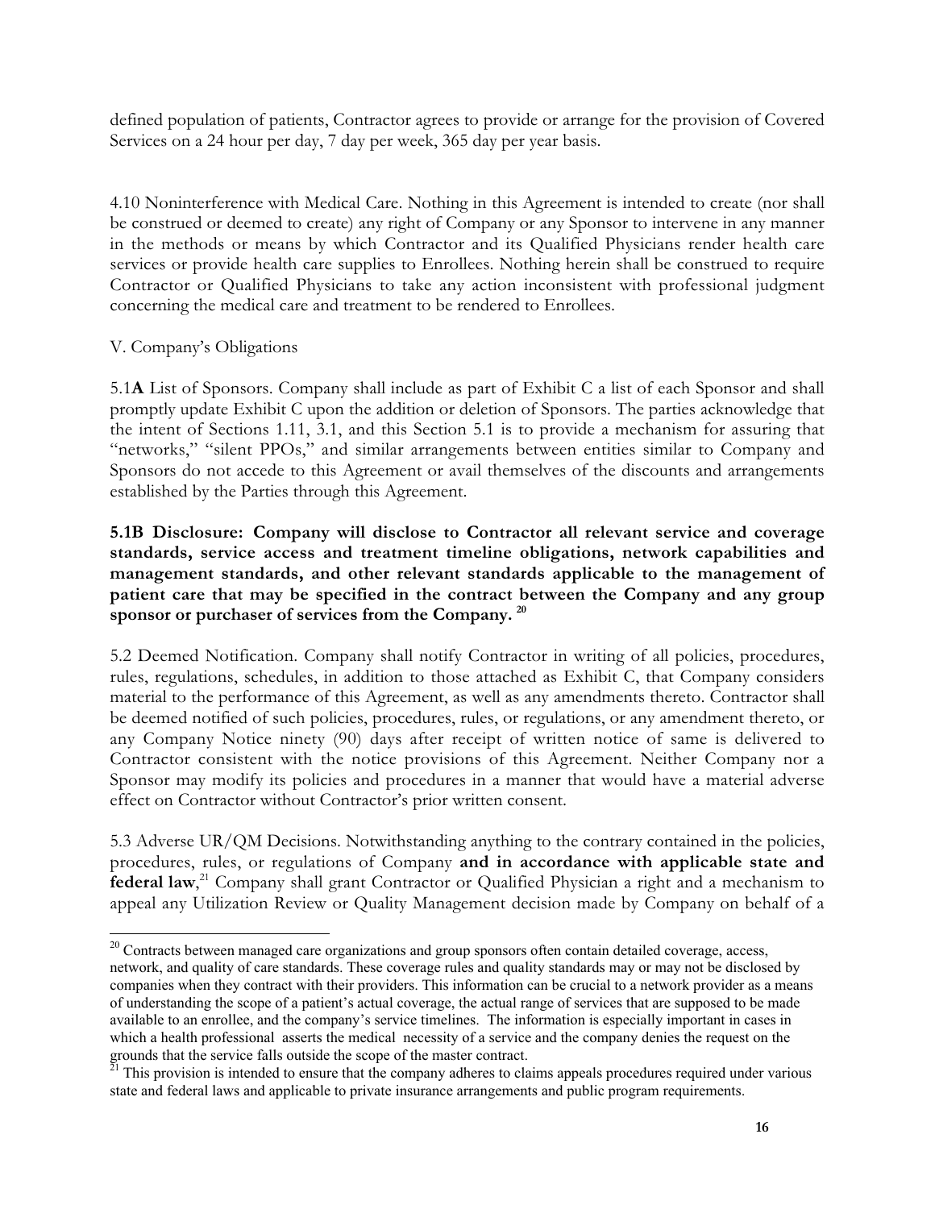defined population of patients, Contractor agrees to provide or arrange for the provision of Covered Services on a 24 hour per day, 7 day per week, 365 day per year basis.

4.10 Noninterference with Medical Care. Nothing in this Agreement is intended to create (nor shall be construed or deemed to create) any right of Company or any Sponsor to intervene in any manner in the methods or means by which Contractor and its Qualified Physicians render health care services or provide health care supplies to Enrollees. Nothing herein shall be construed to require Contractor or Qualified Physicians to take any action inconsistent with professional judgment concerning the medical care and treatment to be rendered to Enrollees.

V. Company's Obligations

5.1**A** List of Sponsors. Company shall include as part of Exhibit C a list of each Sponsor and shall promptly update Exhibit C upon the addition or deletion of Sponsors. The parties acknowledge that the intent of Sections 1.11, 3.1, and this Section 5.1 is to provide a mechanism for assuring that "networks," "silent PPOs," and similar arrangements between entities similar to Company and Sponsors do not accede to this Agreement or avail themselves of the discounts and arrangements established by the Parties through this Agreement.

**5.1B Disclosure: Company will disclose to Contractor all relevant service and coverage standards, service access and treatment timeline obligations, network capabilities and management standards, and other relevant standards applicable to the management of patient care that may be specified in the contract between the Company and any group sponsor or purchaser of services from the Company.** [20]

5.2 Deemed Notification. Company shall notify Contractor in writing of all policies, procedures, rules, regulations, schedules, in addition to those attached as Exhibit C, that Company considers material to the performance of this Agreement, as well as any amendments thereto. Contractor shall be deemed notified of such policies, procedures, rules, or regulations, or any amendment thereto, or any Company Notice ninety (90) days after receipt of written notice of same is delivered to Contractor consistent with the notice provisions of this Agreement. Neither Company nor a Sponsor may modify its policies and procedures in a manner that would have a material adverse effect on Contractor without Contractor's prior written consent.

5.3 Adverse UR/QM Decisions. Notwithstanding anything to the contrary contained in the policies, procedures, rules, or regulations of Company **and in accordance with applicable state and federal law**,[21] Company shall grant Contractor or Qualified Physician a right and a mechanism to appeal any Utilization Review or Quality Management decision made by Company on behalf of a

---

[20] Contracts between managed care organizations and group sponsors often contain detailed coverage, access, network, and quality of care standards. These coverage rules and quality standards may or may not be disclosed by companies when they contract with their providers. This information can be crucial to a network provider as a means of understanding the scope of a patient's actual coverage, the actual range of services that are supposed to be made available to an enrollee, and the company's service timelines. The information is especially important in cases in which a health professional asserts the medical necessity of a service and the company denies the request on the grounds that the service falls outside the scope of the master contract.

[21] This provision is intended to ensure that the company adheres to claims appeals procedures required under various state and federal laws and applicable to private insurance arrangements and public program requirements.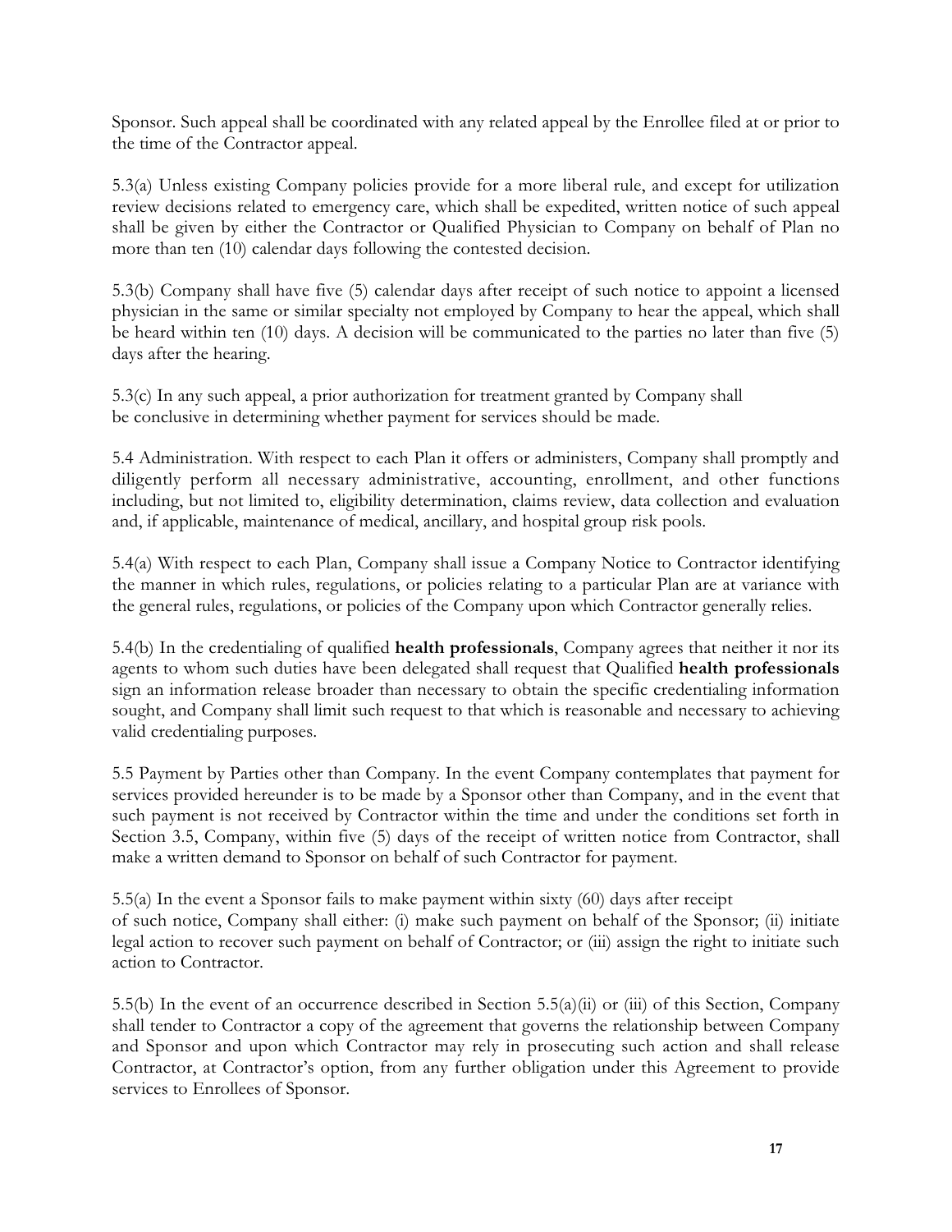Sponsor. Such appeal shall be coordinated with any related appeal by the Enrollee filed at or prior to the time of the Contractor appeal.

5.3(a) Unless existing Company policies provide for a more liberal rule, and except for utilization review decisions related to emergency care, which shall be expedited, written notice of such appeal shall be given by either the Contractor or Qualified Physician to Company on behalf of Plan no more than ten (10) calendar days following the contested decision.

5.3(b) Company shall have five (5) calendar days after receipt of such notice to appoint a licensed physician in the same or similar specialty not employed by Company to hear the appeal, which shall be heard within ten (10) days. A decision will be communicated to the parties no later than five (5) days after the hearing.

5.3(c) In any such appeal, a prior authorization for treatment granted by Company shall be conclusive in determining whether payment for services should be made.

5.4 Administration. With respect to each Plan it offers or administers, Company shall promptly and diligently perform all necessary administrative, accounting, enrollment, and other functions including, but not limited to, eligibility determination, claims review, data collection and evaluation and, if applicable, maintenance of medical, ancillary, and hospital group risk pools.

5.4(a) With respect to each Plan, Company shall issue a Company Notice to Contractor identifying the manner in which rules, regulations, or policies relating to a particular Plan are at variance with the general rules, regulations, or policies of the Company upon which Contractor generally relies.

5.4(b) In the credentialing of qualified **health professionals**, Company agrees that neither it nor its agents to whom such duties have been delegated shall request that Qualified **health professionals** sign an information release broader than necessary to obtain the specific credentialing information sought, and Company shall limit such request to that which is reasonable and necessary to achieving valid credentialing purposes.

5.5 Payment by Parties other than Company. In the event Company contemplates that payment for services provided hereunder is to be made by a Sponsor other than Company, and in the event that such payment is not received by Contractor within the time and under the conditions set forth in Section 3.5, Company, within five (5) days of the receipt of written notice from Contractor, shall make a written demand to Sponsor on behalf of such Contractor for payment.

5.5(a) In the event a Sponsor fails to make payment within sixty (60) days after receipt of such notice, Company shall either: (i) make such payment on behalf of the Sponsor; (ii) initiate legal action to recover such payment on behalf of Contractor; or (iii) assign the right to initiate such action to Contractor.

5.5(b) In the event of an occurrence described in Section 5.5(a)(ii) or (iii) of this Section, Company shall tender to Contractor a copy of the agreement that governs the relationship between Company and Sponsor and upon which Contractor may rely in prosecuting such action and shall release Contractor, at Contractor's option, from any further obligation under this Agreement to provide services to Enrollees of Sponsor.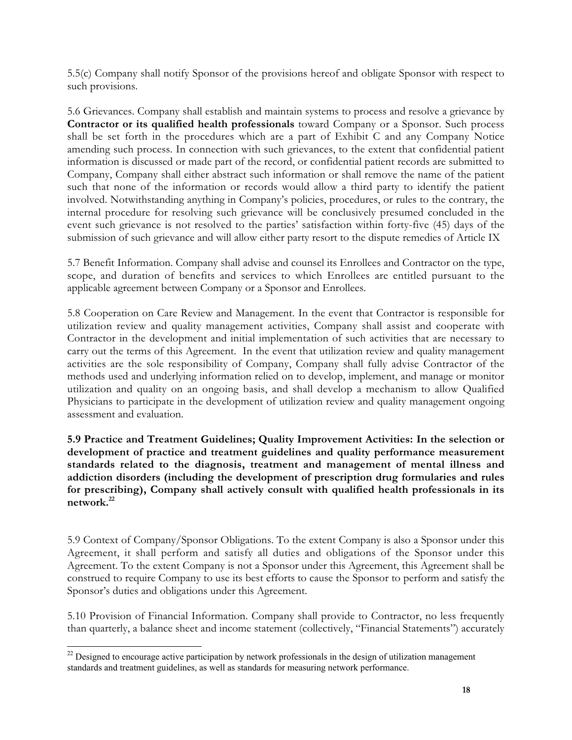5.5(c) Company shall notify Sponsor of the provisions hereof and obligate Sponsor with respect to such provisions.

5.6 Grievances. Company shall establish and maintain systems to process and resolve a grievance by **Contractor or its qualified health professionals** toward Company or a Sponsor. Such process shall be set forth in the procedures which are a part of Exhibit C and any Company Notice amending such process. In connection with such grievances, to the extent that confidential patient information is discussed or made part of the record, or confidential patient records are submitted to Company, Company shall either abstract such information or shall remove the name of the patient such that none of the information or records would allow a third party to identify the patient involved. Notwithstanding anything in Company's policies, procedures, or rules to the contrary, the internal procedure for resolving such grievance will be conclusively presumed concluded in the event such grievance is not resolved to the parties' satisfaction within forty-five (45) days of the submission of such grievance and will allow either party resort to the dispute remedies of Article IX

5.7 Benefit Information. Company shall advise and counsel its Enrollees and Contractor on the type, scope, and duration of benefits and services to which Enrollees are entitled pursuant to the applicable agreement between Company or a Sponsor and Enrollees.

5.8 Cooperation on Care Review and Management. In the event that Contractor is responsible for utilization review and quality management activities, Company shall assist and cooperate with Contractor in the development and initial implementation of such activities that are necessary to carry out the terms of this Agreement. In the event that utilization review and quality management activities are the sole responsibility of Company, Company shall fully advise Contractor of the methods used and underlying information relied on to develop, implement, and manage or monitor utilization and quality on an ongoing basis, and shall develop a mechanism to allow Qualified Physicians to participate in the development of utilization review and quality management ongoing assessment and evaluation.

**5.9 Practice and Treatment Guidelines; Quality Improvement Activities: In the selection or development of practice and treatment guidelines and quality performance measurement standards related to the diagnosis, treatment and management of mental illness and addiction disorders (including the development of prescription drug formularies and rules for prescribing), Company shall actively consult with qualified health professionals in its network.**[22]

5.9 Context of Company/Sponsor Obligations. To the extent Company is also a Sponsor under this Agreement, it shall perform and satisfy all duties and obligations of the Sponsor under this Agreement. To the extent Company is not a Sponsor under this Agreement, this Agreement shall be construed to require Company to use its best efforts to cause the Sponsor to perform and satisfy the Sponsor's duties and obligations under this Agreement.

5.10 Provision of Financial Information. Company shall provide to Contractor, no less frequently than quarterly, a balance sheet and income statement (collectively, "Financial Statements") accurately

[22] Designed to encourage active participation by network professionals in the design of utilization management standards and treatment guidelines, as well as standards for measuring network performance.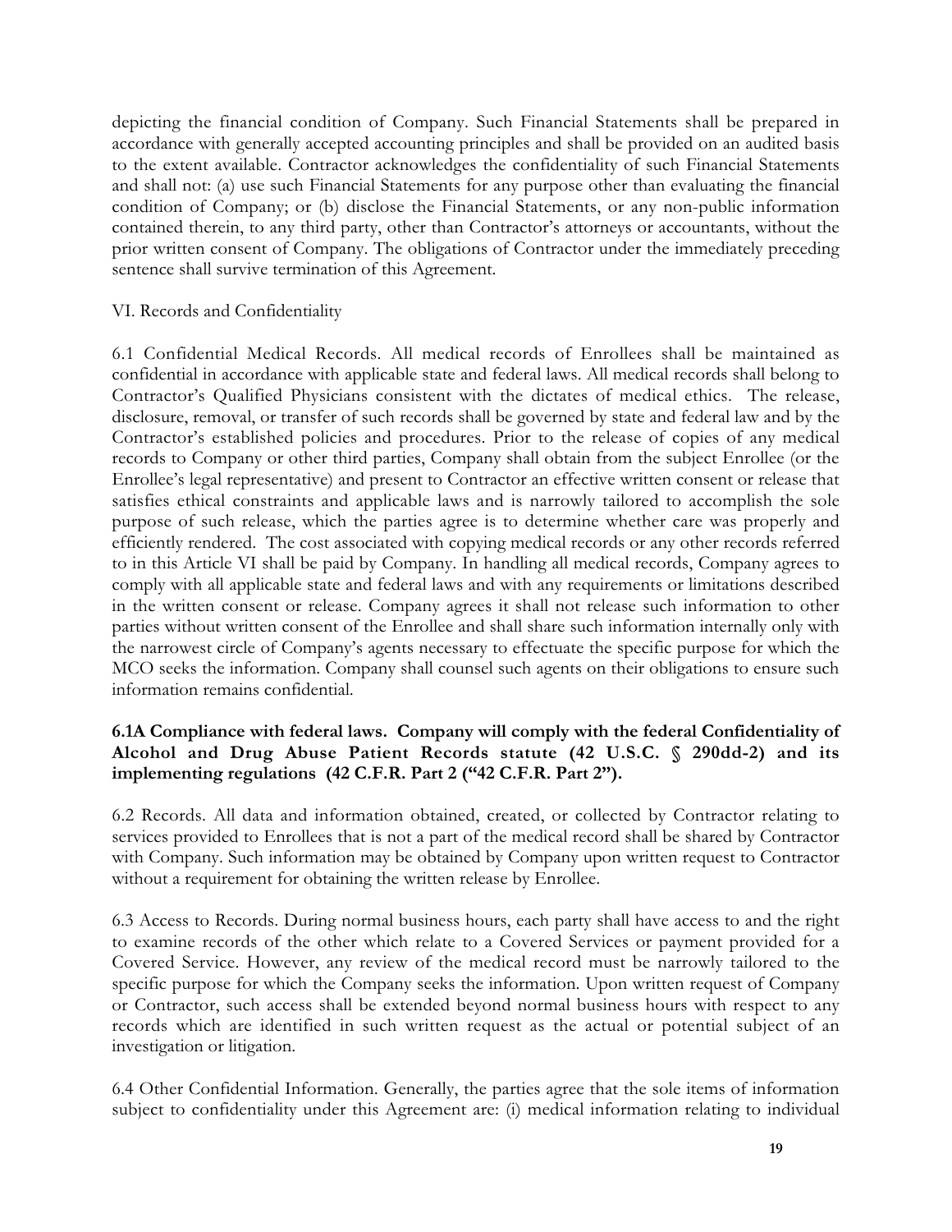depicting the financial condition of Company. Such Financial Statements shall be prepared in accordance with generally accepted accounting principles and shall be provided on an audited basis to the extent available. Contractor acknowledges the confidentiality of such Financial Statements and shall not: (a) use such Financial Statements for any purpose other than evaluating the financial condition of Company; or (b) disclose the Financial Statements, or any non-public information contained therein, to any third party, other than Contractor's attorneys or accountants, without the prior written consent of Company. The obligations of Contractor under the immediately preceding sentence shall survive termination of this Agreement.

VI. Records and Confidentiality

6.1 Confidential Medical Records. All medical records of Enrollees shall be maintained as confidential in accordance with applicable state and federal laws. All medical records shall belong to Contractor's Qualified Physicians consistent with the dictates of medical ethics. The release, disclosure, removal, or transfer of such records shall be governed by state and federal law and by the Contractor's established policies and procedures. Prior to the release of copies of any medical records to Company or other third parties, Company shall obtain from the subject Enrollee (or the Enrollee's legal representative) and present to Contractor an effective written consent or release that satisfies ethical constraints and applicable laws and is narrowly tailored to accomplish the sole purpose of such release, which the parties agree is to determine whether care was properly and efficiently rendered. The cost associated with copying medical records or any other records referred to in this Article VI shall be paid by Company. In handling all medical records, Company agrees to comply with all applicable state and federal laws and with any requirements or limitations described in the written consent or release. Company agrees it shall not release such information to other parties without written consent of the Enrollee and shall share such information internally only with the narrowest circle of Company's agents necessary to effectuate the specific purpose for which the MCO seeks the information. Company shall counsel such agents on their obligations to ensure such information remains confidential.

**6.1A Compliance with federal laws. Company will comply with the federal Confidentiality of Alcohol and Drug Abuse Patient Records statute (42 U.S.C. § 290dd-2) and its implementing regulations (42 C.F.R. Part 2 ("42 C.F.R. Part 2").**

6.2 Records. All data and information obtained, created, or collected by Contractor relating to services provided to Enrollees that is not a part of the medical record shall be shared by Contractor with Company. Such information may be obtained by Company upon written request to Contractor without a requirement for obtaining the written release by Enrollee.

6.3 Access to Records. During normal business hours, each party shall have access to and the right to examine records of the other which relate to a Covered Services or payment provided for a Covered Service. However, any review of the medical record must be narrowly tailored to the specific purpose for which the Company seeks the information. Upon written request of Company or Contractor, such access shall be extended beyond normal business hours with respect to any records which are identified in such written request as the actual or potential subject of an investigation or litigation.

6.4 Other Confidential Information. Generally, the parties agree that the sole items of information subject to confidentiality under this Agreement are: (i) medical information relating to individual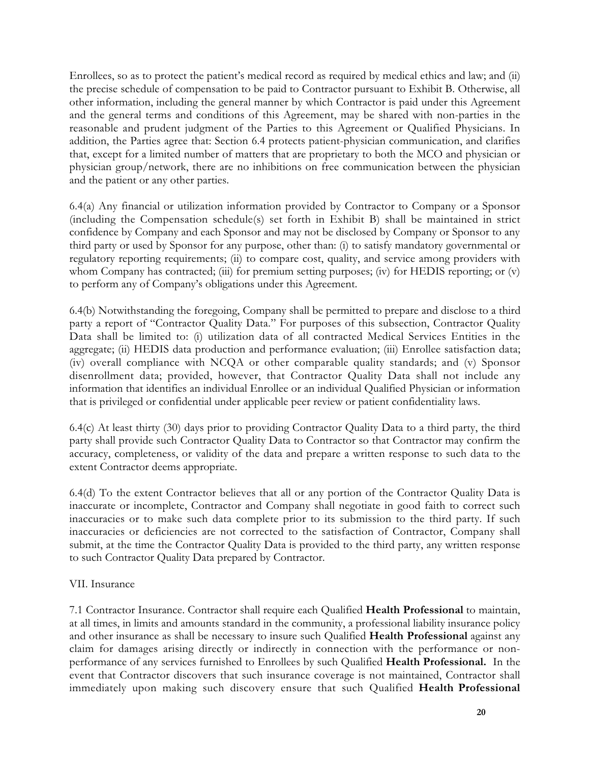Enrollees, so as to protect the patient's medical record as required by medical ethics and law; and (ii) the precise schedule of compensation to be paid to Contractor pursuant to Exhibit B. Otherwise, all other information, including the general manner by which Contractor is paid under this Agreement and the general terms and conditions of this Agreement, may be shared with non-parties in the reasonable and prudent judgment of the Parties to this Agreement or Qualified Physicians. In addition, the Parties agree that: Section 6.4 protects patient-physician communication, and clarifies that, except for a limited number of matters that are proprietary to both the MCO and physician or physician group/network, there are no inhibitions on free communication between the physician and the patient or any other parties.

6.4(a) Any financial or utilization information provided by Contractor to Company or a Sponsor (including the Compensation schedule(s) set forth in Exhibit B) shall be maintained in strict confidence by Company and each Sponsor and may not be disclosed by Company or Sponsor to any third party or used by Sponsor for any purpose, other than: (i) to satisfy mandatory governmental or regulatory reporting requirements; (ii) to compare cost, quality, and service among providers with whom Company has contracted; (iii) for premium setting purposes; (iv) for HEDIS reporting; or (v) to perform any of Company's obligations under this Agreement.

6.4(b) Notwithstanding the foregoing, Company shall be permitted to prepare and disclose to a third party a report of "Contractor Quality Data." For purposes of this subsection, Contractor Quality Data shall be limited to: (i) utilization data of all contracted Medical Services Entities in the aggregate; (ii) HEDIS data production and performance evaluation; (iii) Enrollee satisfaction data; (iv) overall compliance with NCQA or other comparable quality standards; and (v) Sponsor disenrollment data; provided, however, that Contractor Quality Data shall not include any information that identifies an individual Enrollee or an individual Qualified Physician or information that is privileged or confidential under applicable peer review or patient confidentiality laws.

6.4(c) At least thirty (30) days prior to providing Contractor Quality Data to a third party, the third party shall provide such Contractor Quality Data to Contractor so that Contractor may confirm the accuracy, completeness, or validity of the data and prepare a written response to such data to the extent Contractor deems appropriate.

6.4(d) To the extent Contractor believes that all or any portion of the Contractor Quality Data is inaccurate or incomplete, Contractor and Company shall negotiate in good faith to correct such inaccuracies or to make such data complete prior to its submission to the third party. If such inaccuracies or deficiencies are not corrected to the satisfaction of Contractor, Company shall submit, at the time the Contractor Quality Data is provided to the third party, any written response to such Contractor Quality Data prepared by Contractor.

VII. Insurance

7.1 Contractor Insurance. Contractor shall require each Qualified **Health Professional** to maintain, at all times, in limits and amounts standard in the community, a professional liability insurance policy and other insurance as shall be necessary to insure such Qualified **Health Professional** against any claim for damages arising directly or indirectly in connection with the performance or non-performance of any services furnished to Enrollees by such Qualified **Health Professional.** In the event that Contractor discovers that such insurance coverage is not maintained, Contractor shall immediately upon making such discovery ensure that such Qualified **Health Professional**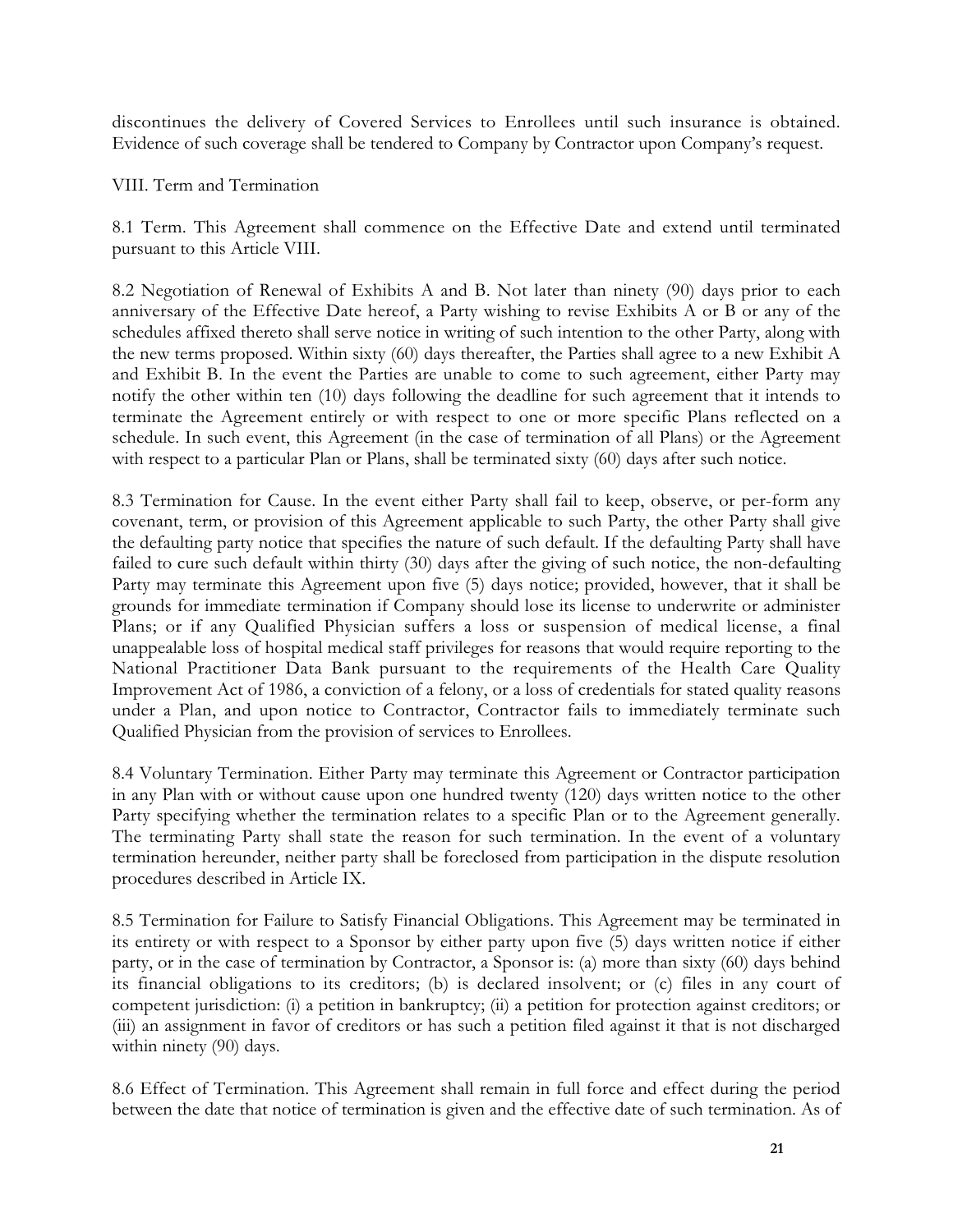discontinues the delivery of Covered Services to Enrollees until such insurance is obtained. Evidence of such coverage shall be tendered to Company by Contractor upon Company's request.

VIII. Term and Termination

8.1 Term. This Agreement shall commence on the Effective Date and extend until terminated pursuant to this Article VIII.

8.2 Negotiation of Renewal of Exhibits A and B. Not later than ninety (90) days prior to each anniversary of the Effective Date hereof, a Party wishing to revise Exhibits A or B or any of the schedules affixed thereto shall serve notice in writing of such intention to the other Party, along with the new terms proposed. Within sixty (60) days thereafter, the Parties shall agree to a new Exhibit A and Exhibit B. In the event the Parties are unable to come to such agreement, either Party may notify the other within ten (10) days following the deadline for such agreement that it intends to terminate the Agreement entirely or with respect to one or more specific Plans reflected on a schedule. In such event, this Agreement (in the case of termination of all Plans) or the Agreement with respect to a particular Plan or Plans, shall be terminated sixty (60) days after such notice.

8.3 Termination for Cause. In the event either Party shall fail to keep, observe, or per-form any covenant, term, or provision of this Agreement applicable to such Party, the other Party shall give the defaulting party notice that specifies the nature of such default. If the defaulting Party shall have failed to cure such default within thirty (30) days after the giving of such notice, the non-defaulting Party may terminate this Agreement upon five (5) days notice; provided, however, that it shall be grounds for immediate termination if Company should lose its license to underwrite or administer Plans; or if any Qualified Physician suffers a loss or suspension of medical license, a final unappealable loss of hospital medical staff privileges for reasons that would require reporting to the National Practitioner Data Bank pursuant to the requirements of the Health Care Quality Improvement Act of 1986, a conviction of a felony, or a loss of credentials for stated quality reasons under a Plan, and upon notice to Contractor, Contractor fails to immediately terminate such Qualified Physician from the provision of services to Enrollees.

8.4 Voluntary Termination. Either Party may terminate this Agreement or Contractor participation in any Plan with or without cause upon one hundred twenty (120) days written notice to the other Party specifying whether the termination relates to a specific Plan or to the Agreement generally. The terminating Party shall state the reason for such termination. In the event of a voluntary termination hereunder, neither party shall be foreclosed from participation in the dispute resolution procedures described in Article IX.

8.5 Termination for Failure to Satisfy Financial Obligations. This Agreement may be terminated in its entirety or with respect to a Sponsor by either party upon five (5) days written notice if either party, or in the case of termination by Contractor, a Sponsor is: (a) more than sixty (60) days behind its financial obligations to its creditors; (b) is declared insolvent; or (c) files in any court of competent jurisdiction: (i) a petition in bankruptcy; (ii) a petition for protection against creditors; or (iii) an assignment in favor of creditors or has such a petition filed against it that is not discharged within ninety (90) days.

8.6 Effect of Termination. This Agreement shall remain in full force and effect during the period between the date that notice of termination is given and the effective date of such termination. As of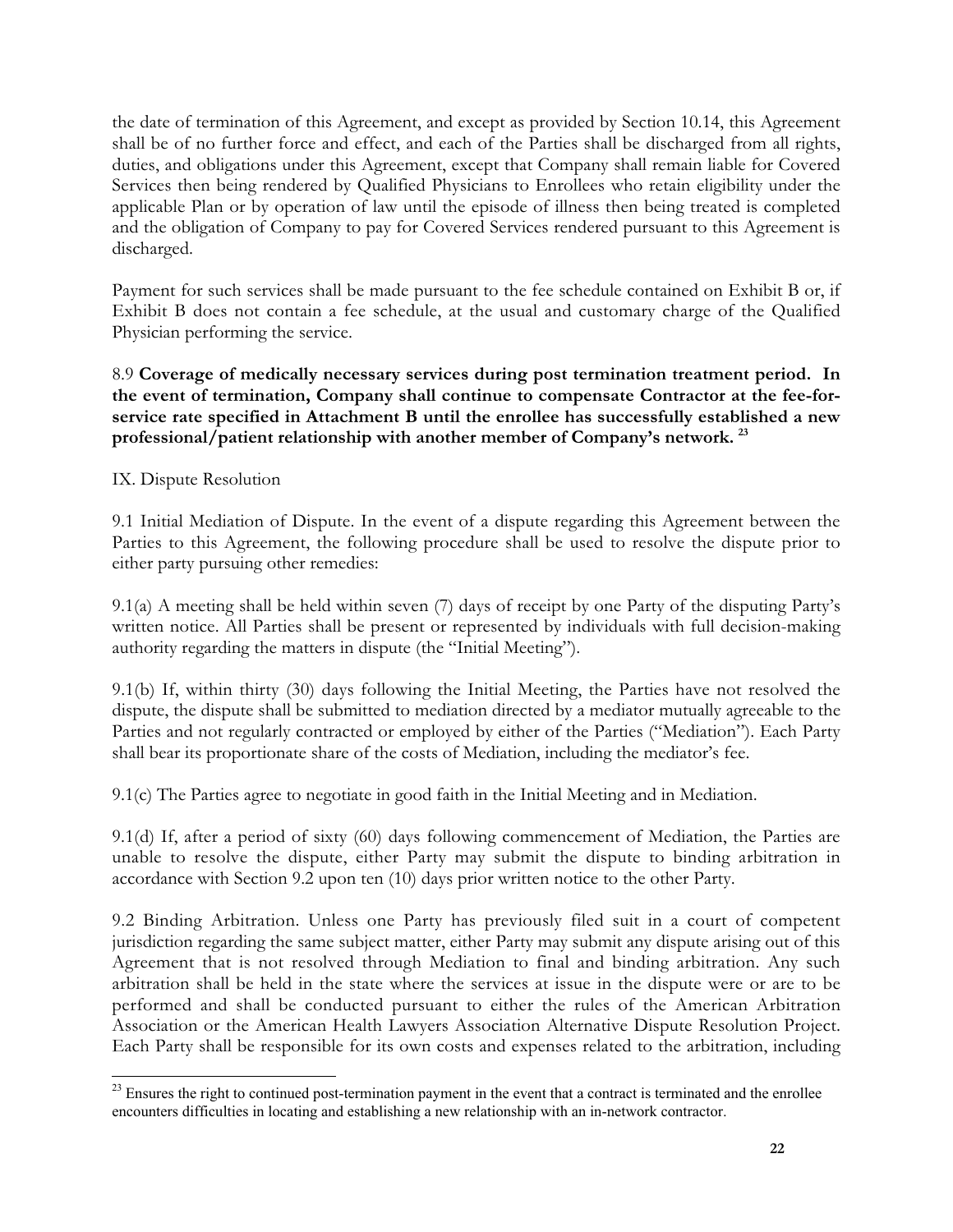the date of termination of this Agreement, and except as provided by Section 10.14, this Agreement shall be of no further force and effect, and each of the Parties shall be discharged from all rights, duties, and obligations under this Agreement, except that Company shall remain liable for Covered Services then being rendered by Qualified Physicians to Enrollees who retain eligibility under the applicable Plan or by operation of law until the episode of illness then being treated is completed and the obligation of Company to pay for Covered Services rendered pursuant to this Agreement is discharged.

Payment for such services shall be made pursuant to the fee schedule contained on Exhibit B or, if Exhibit B does not contain a fee schedule, at the usual and customary charge of the Qualified Physician performing the service.

8.9 **Coverage of medically necessary services during post termination treatment period. In the event of termination, Company shall continue to compensate Contractor at the fee-for-service rate specified in Attachment B until the enrollee has successfully established a new professional/patient relationship with another member of Company's network.** [23]

IX. Dispute Resolution

9.1 Initial Mediation of Dispute. In the event of a dispute regarding this Agreement between the Parties to this Agreement, the following procedure shall be used to resolve the dispute prior to either party pursuing other remedies:

9.1(a) A meeting shall be held within seven (7) days of receipt by one Party of the disputing Party's written notice. All Parties shall be present or represented by individuals with full decision-making authority regarding the matters in dispute (the "Initial Meeting").

9.1(b) If, within thirty (30) days following the Initial Meeting, the Parties have not resolved the dispute, the dispute shall be submitted to mediation directed by a mediator mutually agreeable to the Parties and not regularly contracted or employed by either of the Parties ("Mediation"). Each Party shall bear its proportionate share of the costs of Mediation, including the mediator's fee.

9.1(c) The Parties agree to negotiate in good faith in the Initial Meeting and in Mediation.

9.1(d) If, after a period of sixty (60) days following commencement of Mediation, the Parties are unable to resolve the dispute, either Party may submit the dispute to binding arbitration in accordance with Section 9.2 upon ten (10) days prior written notice to the other Party.

9.2 Binding Arbitration. Unless one Party has previously filed suit in a court of competent jurisdiction regarding the same subject matter, either Party may submit any dispute arising out of this Agreement that is not resolved through Mediation to final and binding arbitration. Any such arbitration shall be held in the state where the services at issue in the dispute were or are to be performed and shall be conducted pursuant to either the rules of the American Arbitration Association or the American Health Lawyers Association Alternative Dispute Resolution Project. Each Party shall be responsible for its own costs and expenses related to the arbitration, including

---

[23] Ensures the right to continued post-termination payment in the event that a contract is terminated and the enrollee encounters difficulties in locating and establishing a new relationship with an in-network contractor.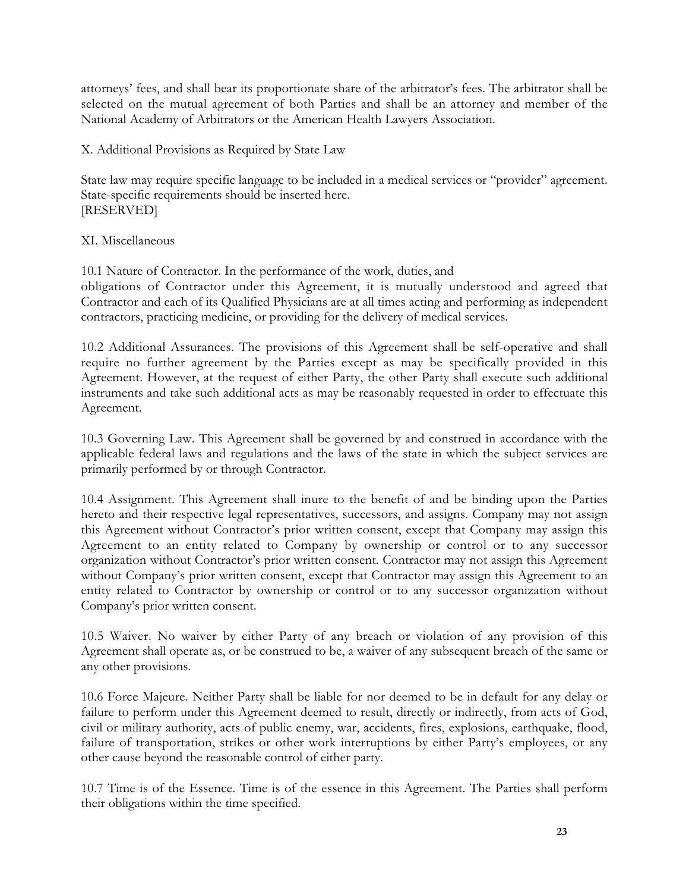attorneys' fees, and shall bear its proportionate share of the arbitrator's fees. The arbitrator shall be selected on the mutual agreement of both Parties and shall be an attorney and member of the National Academy of Arbitrators or the American Health Lawyers Association.

## X. Additional Provisions as Required by State Law

State law may require specific language to be included in a medical services or "provider" agreement. State-specific requirements should be inserted here.
[RESERVED]

## XI. Miscellaneous

10.1 Nature of Contractor. In the performance of the work, duties, and obligations of Contractor under this Agreement, it is mutually understood and agreed that Contractor and each of its Qualified Physicians are at all times acting and performing as independent contractors, practicing medicine, or providing for the delivery of medical services.

10.2 Additional Assurances. The provisions of this Agreement shall be self-operative and shall require no further agreement by the Parties except as may be specifically provided in this Agreement. However, at the request of either Party, the other Party shall execute such additional instruments and take such additional acts as may be reasonably requested in order to effectuate this Agreement.

10.3 Governing Law. This Agreement shall be governed by and construed in accordance with the applicable federal laws and regulations and the laws of the state in which the subject services are primarily performed by or through Contractor.

10.4 Assignment. This Agreement shall inure to the benefit of and be binding upon the Parties hereto and their respective legal representatives, successors, and assigns. Company may not assign this Agreement without Contractor's prior written consent, except that Company may assign this Agreement to an entity related to Company by ownership or control or to any successor organization without Contractor's prior written consent. Contractor may not assign this Agreement without Company's prior written consent, except that Contractor may assign this Agreement to an entity related to Contractor by ownership or control or to any successor organization without Company's prior written consent.

10.5 Waiver. No waiver by either Party of any breach or violation of any provision of this Agreement shall operate as, or be construed to be, a waiver of any subsequent breach of the same or any other provisions.

10.6 Force Majeure. Neither Party shall be liable for nor deemed to be in default for any delay or failure to perform under this Agreement deemed to result, directly or indirectly, from acts of God, civil or military authority, acts of public enemy, war, accidents, fires, explosions, earthquake, flood, failure of transportation, strikes or other work interruptions by either Party's employees, or any other cause beyond the reasonable control of either party.

10.7 Time is of the Essence. Time is of the essence in this Agreement. The Parties shall perform their obligations within the time specified.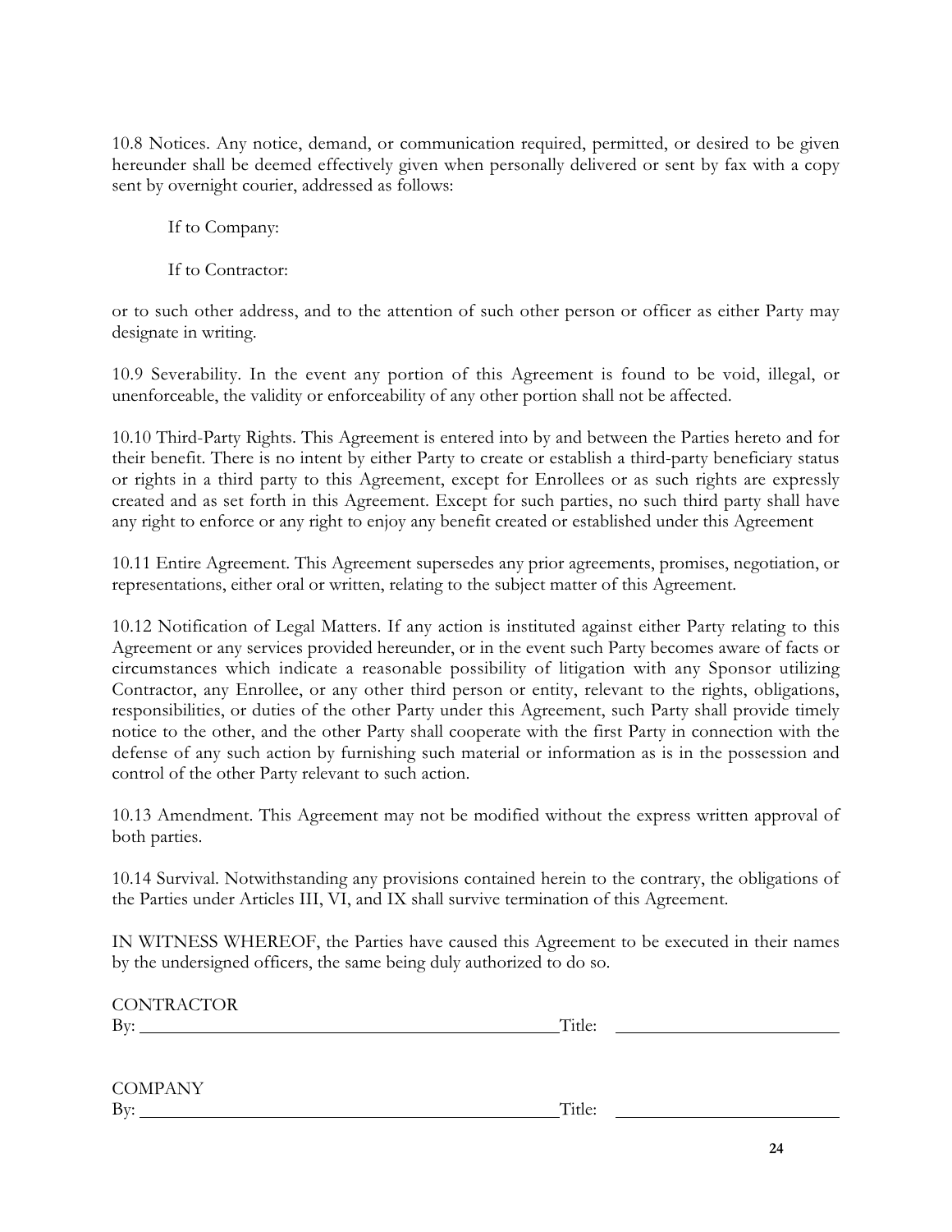10.8 Notices. Any notice, demand, or communication required, permitted, or desired to be given hereunder shall be deemed effectively given when personally delivered or sent by fax with a copy sent by overnight courier, addressed as follows:

If to Company:

If to Contractor:

or to such other address, and to the attention of such other person or officer as either Party may designate in writing.

10.9 Severability. In the event any portion of this Agreement is found to be void, illegal, or unenforceable, the validity or enforceability of any other portion shall not be affected.

10.10 Third-Party Rights. This Agreement is entered into by and between the Parties hereto and for their benefit. There is no intent by either Party to create or establish a third-party beneficiary status or rights in a third party to this Agreement, except for Enrollees or as such rights are expressly created and as set forth in this Agreement. Except for such parties, no such third party shall have any right to enforce or any right to enjoy any benefit created or established under this Agreement

10.11 Entire Agreement. This Agreement supersedes any prior agreements, promises, negotiation, or representations, either oral or written, relating to the subject matter of this Agreement.

10.12 Notification of Legal Matters. If any action is instituted against either Party relating to this Agreement or any services provided hereunder, or in the event such Party becomes aware of facts or circumstances which indicate a reasonable possibility of litigation with any Sponsor utilizing Contractor, any Enrollee, or any other third person or entity, relevant to the rights, obligations, responsibilities, or duties of the other Party under this Agreement, such Party shall provide timely notice to the other, and the other Party shall cooperate with the first Party in connection with the defense of any such action by furnishing such material or information as is in the possession and control of the other Party relevant to such action.

10.13 Amendment. This Agreement may not be modified without the express written approval of both parties.

10.14 Survival. Notwithstanding any provisions contained herein to the contrary, the obligations of the Parties under Articles III, VI, and IX shall survive termination of this Agreement.

IN WITNESS WHEREOF, the Parties have caused this Agreement to be executed in their names by the undersigned officers, the same being duly authorized to do so.

CONTRACTOR
By: \_\_\_\_\_\_\_\_\_\_\_\_\_\_\_\_\_\_\_\_\_\_\_\_\_\_\_\_\_\_\_\_\_\_\_\_\_\_\_\_ Title: \_\_\_\_\_\_\_\_\_\_\_\_\_\_\_\_\_\_\_\_\_\_

COMPANY
By: \_\_\_\_\_\_\_\_\_\_\_\_\_\_\_\_\_\_\_\_\_\_\_\_\_\_\_\_\_\_\_\_\_\_\_\_\_\_\_\_ Title: \_\_\_\_\_\_\_\_\_\_\_\_\_\_\_\_\_\_\_\_\_\_